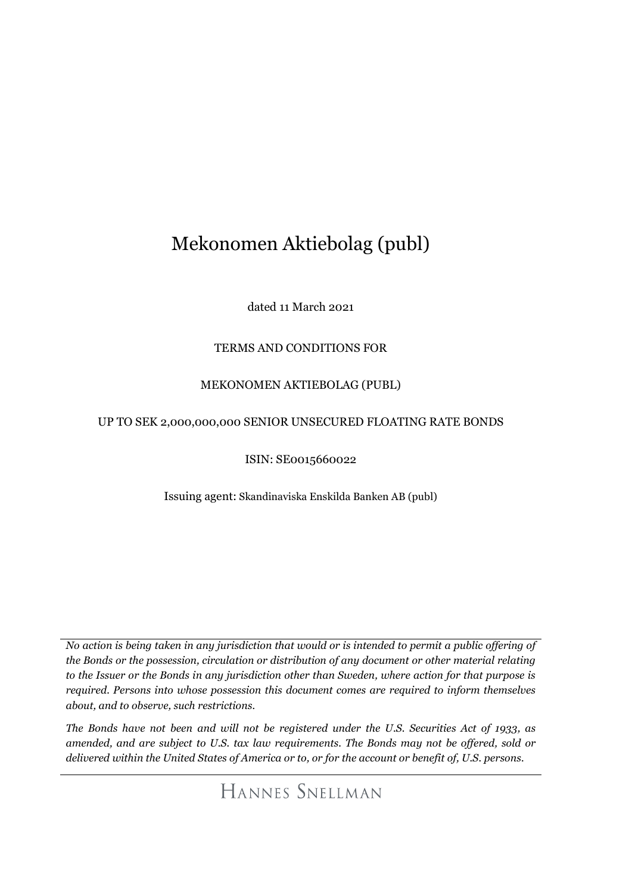# Mekonomen Aktiebolag (publ)

dated 11 March 2021

TERMS AND CONDITIONS FOR

MEKONOMEN AKTIEBOLAG (PUBL)

UP TO SEK 2,000,000,000 SENIOR UNSECURED FLOATING RATE BONDS

ISIN: SE0015660022

Issuing agent: Skandinaviska Enskilda Banken AB (publ)

---

*No action is being taken in any jurisdiction that would or is intended to permit a public offering of the Bonds or the possession, circulation or distribution of any document or other material relating to the Issuer or the Bonds in any jurisdiction other than Sweden, where action for that purpose is required. Persons into whose possession this document comes are required to inform themselves about, and to observe, such restrictions.*

*The Bonds have not been and will not be registered under the U.S. Securities Act of 1933, as amended, and are subject to U.S. tax law requirements. The Bonds may not be offered, sold or delivered within the United States of America or to, or for the account or benefit of, U.S. persons.*

---

HANNES SNELLMAN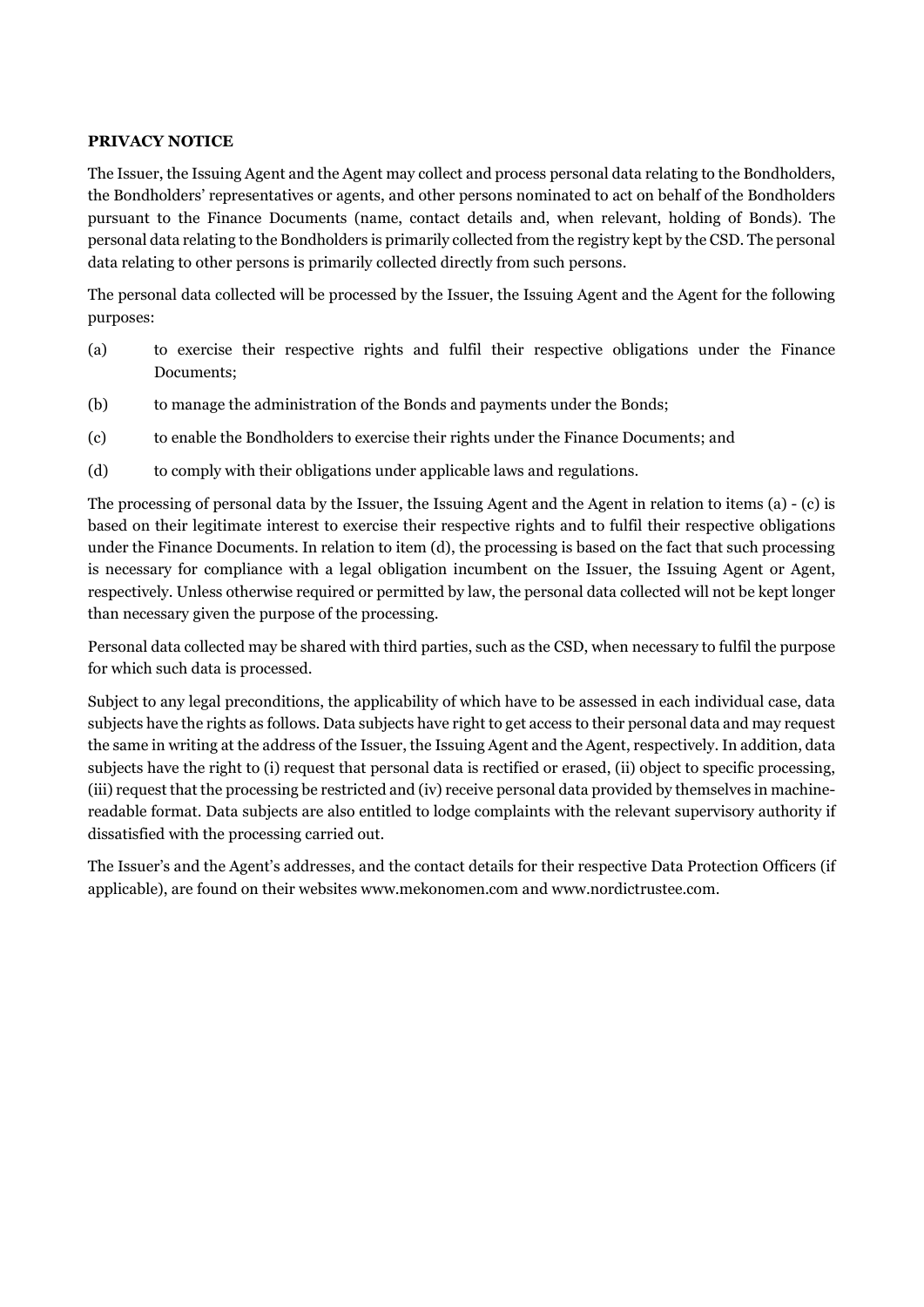**PRIVACY NOTICE**

The Issuer, the Issuing Agent and the Agent may collect and process personal data relating to the Bondholders, the Bondholders' representatives or agents, and other persons nominated to act on behalf of the Bondholders pursuant to the Finance Documents (name, contact details and, when relevant, holding of Bonds). The personal data relating to the Bondholders is primarily collected from the registry kept by the CSD. The personal data relating to other persons is primarily collected directly from such persons.

The personal data collected will be processed by the Issuer, the Issuing Agent and the Agent for the following purposes:

(a) to exercise their respective rights and fulfil their respective obligations under the Finance Documents;

(b) to manage the administration of the Bonds and payments under the Bonds;

(c) to enable the Bondholders to exercise their rights under the Finance Documents; and

(d) to comply with their obligations under applicable laws and regulations.

The processing of personal data by the Issuer, the Issuing Agent and the Agent in relation to items (a) - (c) is based on their legitimate interest to exercise their respective rights and to fulfil their respective obligations under the Finance Documents. In relation to item (d), the processing is based on the fact that such processing is necessary for compliance with a legal obligation incumbent on the Issuer, the Issuing Agent or Agent, respectively. Unless otherwise required or permitted by law, the personal data collected will not be kept longer than necessary given the purpose of the processing.

Personal data collected may be shared with third parties, such as the CSD, when necessary to fulfil the purpose for which such data is processed.

Subject to any legal preconditions, the applicability of which have to be assessed in each individual case, data subjects have the rights as follows. Data subjects have right to get access to their personal data and may request the same in writing at the address of the Issuer, the Issuing Agent and the Agent, respectively. In addition, data subjects have the right to (i) request that personal data is rectified or erased, (ii) object to specific processing, (iii) request that the processing be restricted and (iv) receive personal data provided by themselves in machine-readable format. Data subjects are also entitled to lodge complaints with the relevant supervisory authority if dissatisfied with the processing carried out.

The Issuer's and the Agent's addresses, and the contact details for their respective Data Protection Officers (if applicable), are found on their websites www.mekonomen.com and www.nordictrustee.com.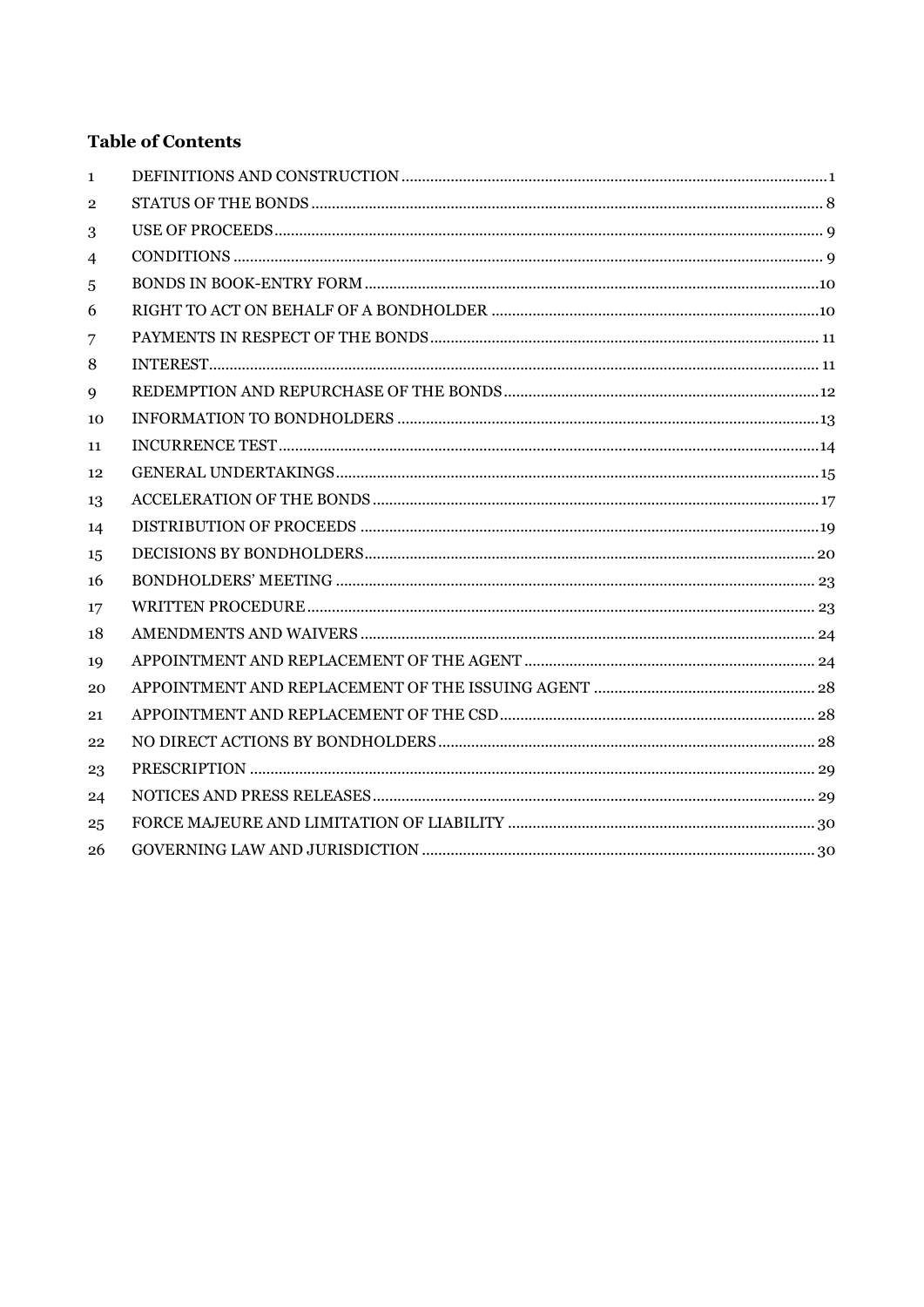**Table of Contents**

| | | |
|---|---|---|
| 1 | DEFINITIONS AND CONSTRUCTION | 1 |
| 2 | STATUS OF THE BONDS | 8 |
| 3 | USE OF PROCEEDS | 9 |
| 4 | CONDITIONS | 9 |
| 5 | BONDS IN BOOK-ENTRY FORM | 10 |
| 6 | RIGHT TO ACT ON BEHALF OF A BONDHOLDER | 10 |
| 7 | PAYMENTS IN RESPECT OF THE BONDS | 11 |
| 8 | INTEREST | 11 |
| 9 | REDEMPTION AND REPURCHASE OF THE BONDS | 12 |
| 10 | INFORMATION TO BONDHOLDERS | 13 |
| 11 | INCURRENCE TEST | 14 |
| 12 | GENERAL UNDERTAKINGS | 15 |
| 13 | ACCELERATION OF THE BONDS | 17 |
| 14 | DISTRIBUTION OF PROCEEDS | 19 |
| 15 | DECISIONS BY BONDHOLDERS | 20 |
| 16 | BONDHOLDERS' MEETING | 23 |
| 17 | WRITTEN PROCEDURE | 23 |
| 18 | AMENDMENTS AND WAIVERS | 24 |
| 19 | APPOINTMENT AND REPLACEMENT OF THE AGENT | 24 |
| 20 | APPOINTMENT AND REPLACEMENT OF THE ISSUING AGENT | 28 |
| 21 | APPOINTMENT AND REPLACEMENT OF THE CSD | 28 |
| 22 | NO DIRECT ACTIONS BY BONDHOLDERS | 28 |
| 23 | PRESCRIPTION | 29 |
| 24 | NOTICES AND PRESS RELEASES | 29 |
| 25 | FORCE MAJEURE AND LIMITATION OF LIABILITY | 30 |
| 26 | GOVERNING LAW AND JURISDICTION | 30 |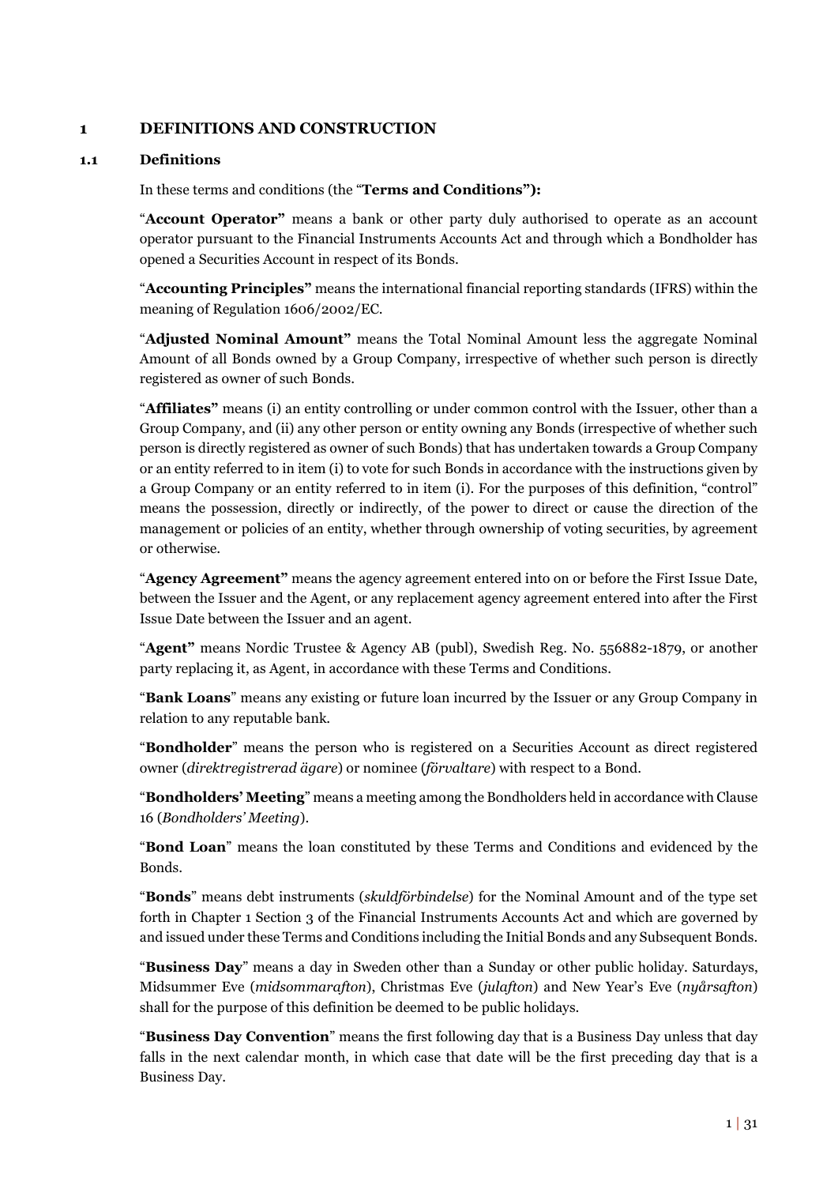# 1 DEFINITIONS AND CONSTRUCTION

## 1.1 Definitions

In these terms and conditions (the "**Terms and Conditions"):**

"**Account Operator"** means a bank or other party duly authorised to operate as an account operator pursuant to the Financial Instruments Accounts Act and through which a Bondholder has opened a Securities Account in respect of its Bonds.

"**Accounting Principles"** means the international financial reporting standards (IFRS) within the meaning of Regulation 1606/2002/EC.

"**Adjusted Nominal Amount"** means the Total Nominal Amount less the aggregate Nominal Amount of all Bonds owned by a Group Company, irrespective of whether such person is directly registered as owner of such Bonds.

"**Affiliates"** means (i) an entity controlling or under common control with the Issuer, other than a Group Company, and (ii) any other person or entity owning any Bonds (irrespective of whether such person is directly registered as owner of such Bonds) that has undertaken towards a Group Company or an entity referred to in item (i) to vote for such Bonds in accordance with the instructions given by a Group Company or an entity referred to in item (i). For the purposes of this definition, "control" means the possession, directly or indirectly, of the power to direct or cause the direction of the management or policies of an entity, whether through ownership of voting securities, by agreement or otherwise.

"**Agency Agreement"** means the agency agreement entered into on or before the First Issue Date, between the Issuer and the Agent, or any replacement agency agreement entered into after the First Issue Date between the Issuer and an agent.

"**Agent"** means Nordic Trustee & Agency AB (publ), Swedish Reg. No. 556882-1879, or another party replacing it, as Agent, in accordance with these Terms and Conditions.

"**Bank Loans**" means any existing or future loan incurred by the Issuer or any Group Company in relation to any reputable bank.

"**Bondholder**" means the person who is registered on a Securities Account as direct registered owner (*direktregistrerad ägare*) or nominee (*förvaltare*) with respect to a Bond.

"**Bondholders' Meeting**" means a meeting among the Bondholders held in accordance with Clause 16 (*Bondholders' Meeting*).

"**Bond Loan**" means the loan constituted by these Terms and Conditions and evidenced by the Bonds.

"**Bonds**" means debt instruments (*skuldförbindelse*) for the Nominal Amount and of the type set forth in Chapter 1 Section 3 of the Financial Instruments Accounts Act and which are governed by and issued under these Terms and Conditions including the Initial Bonds and any Subsequent Bonds.

"**Business Day**" means a day in Sweden other than a Sunday or other public holiday. Saturdays, Midsummer Eve (*midsommarafton*), Christmas Eve (*julafton*) and New Year's Eve (*nyårsafton*) shall for the purpose of this definition be deemed to be public holidays.

"**Business Day Convention**" means the first following day that is a Business Day unless that day falls in the next calendar month, in which case that date will be the first preceding day that is a Business Day.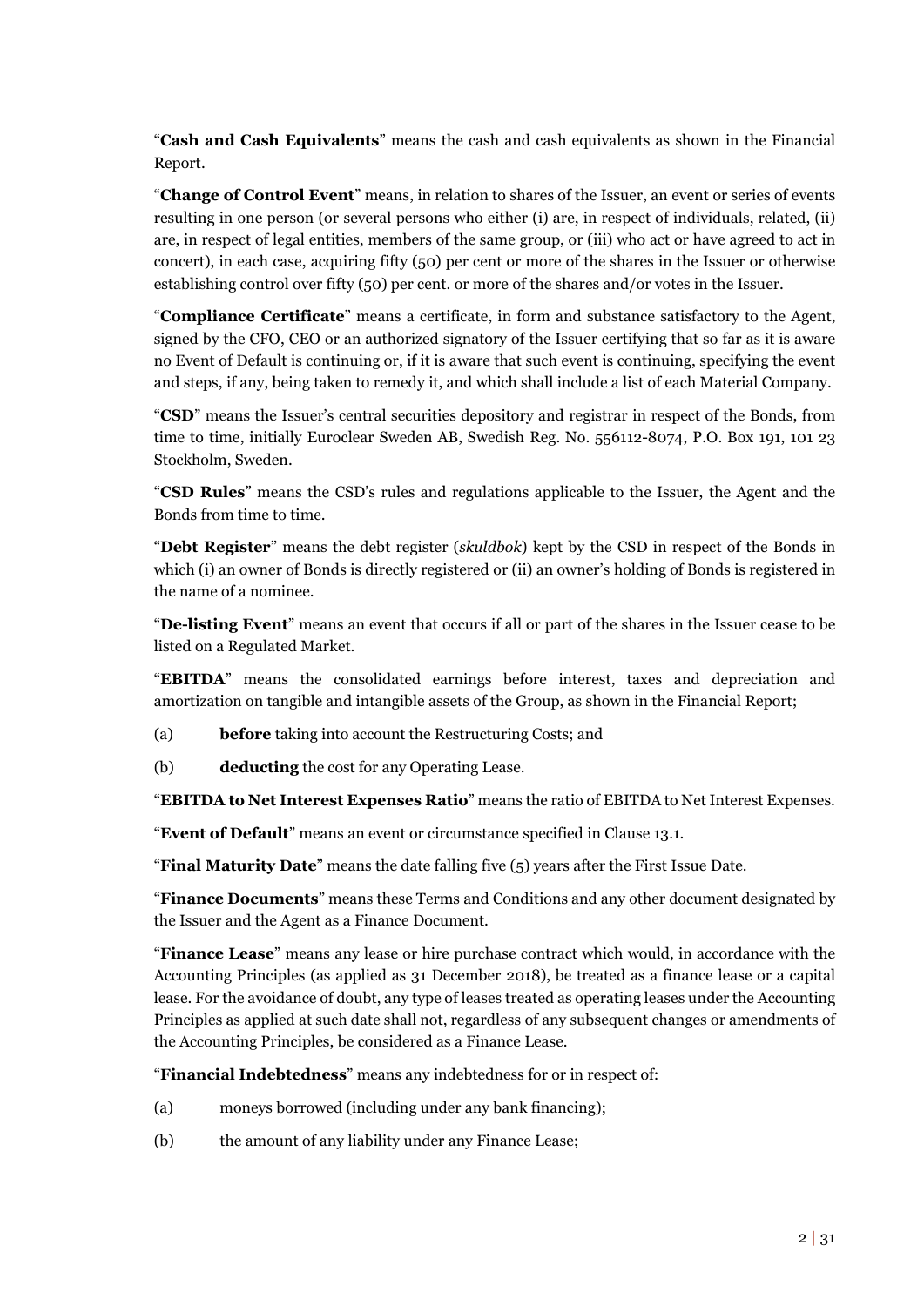"**Cash and Cash Equivalents**" means the cash and cash equivalents as shown in the Financial Report.

"**Change of Control Event**" means, in relation to shares of the Issuer, an event or series of events resulting in one person (or several persons who either (i) are, in respect of individuals, related, (ii) are, in respect of legal entities, members of the same group, or (iii) who act or have agreed to act in concert), in each case, acquiring fifty (50) per cent or more of the shares in the Issuer or otherwise establishing control over fifty (50) per cent. or more of the shares and/or votes in the Issuer.

"**Compliance Certificate**" means a certificate, in form and substance satisfactory to the Agent, signed by the CFO, CEO or an authorized signatory of the Issuer certifying that so far as it is aware no Event of Default is continuing or, if it is aware that such event is continuing, specifying the event and steps, if any, being taken to remedy it, and which shall include a list of each Material Company.

"**CSD**" means the Issuer's central securities depository and registrar in respect of the Bonds, from time to time, initially Euroclear Sweden AB, Swedish Reg. No. 556112-8074, P.O. Box 191, 101 23 Stockholm, Sweden.

"**CSD Rules**" means the CSD's rules and regulations applicable to the Issuer, the Agent and the Bonds from time to time.

"**Debt Register**" means the debt register (*skuldbok*) kept by the CSD in respect of the Bonds in which (i) an owner of Bonds is directly registered or (ii) an owner's holding of Bonds is registered in the name of a nominee.

"**De-listing Event**" means an event that occurs if all or part of the shares in the Issuer cease to be listed on a Regulated Market.

"**EBITDA**" means the consolidated earnings before interest, taxes and depreciation and amortization on tangible and intangible assets of the Group, as shown in the Financial Report;

(a) **before** taking into account the Restructuring Costs; and

(b) **deducting** the cost for any Operating Lease.

"**EBITDA to Net Interest Expenses Ratio**" means the ratio of EBITDA to Net Interest Expenses.

"**Event of Default**" means an event or circumstance specified in Clause 13.1.

"**Final Maturity Date**" means the date falling five (5) years after the First Issue Date.

"**Finance Documents**" means these Terms and Conditions and any other document designated by the Issuer and the Agent as a Finance Document.

"**Finance Lease**" means any lease or hire purchase contract which would, in accordance with the Accounting Principles (as applied as 31 December 2018), be treated as a finance lease or a capital lease. For the avoidance of doubt, any type of leases treated as operating leases under the Accounting Principles as applied at such date shall not, regardless of any subsequent changes or amendments of the Accounting Principles, be considered as a Finance Lease.

"**Financial Indebtedness**" means any indebtedness for or in respect of:

(a) moneys borrowed (including under any bank financing);

(b) the amount of any liability under any Finance Lease;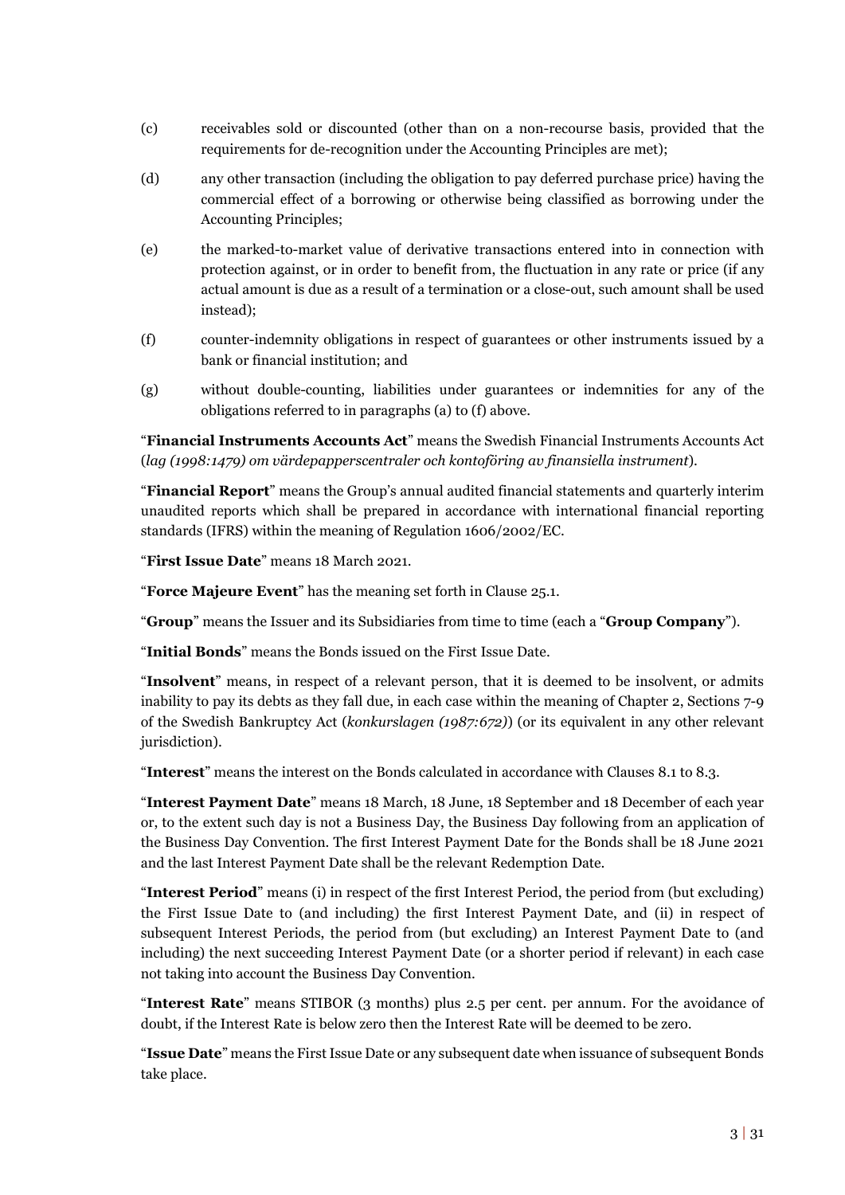(c) receivables sold or discounted (other than on a non-recourse basis, provided that the requirements for de-recognition under the Accounting Principles are met);

(d) any other transaction (including the obligation to pay deferred purchase price) having the commercial effect of a borrowing or otherwise being classified as borrowing under the Accounting Principles;

(e) the marked-to-market value of derivative transactions entered into in connection with protection against, or in order to benefit from, the fluctuation in any rate or price (if any actual amount is due as a result of a termination or a close-out, such amount shall be used instead);

(f) counter-indemnity obligations in respect of guarantees or other instruments issued by a bank or financial institution; and

(g) without double-counting, liabilities under guarantees or indemnities for any of the obligations referred to in paragraphs (a) to (f) above.

"**Financial Instruments Accounts Act**" means the Swedish Financial Instruments Accounts Act (*lag (1998:1479) om värdepapperscentraler och kontoföring av finansiella instrument*).

"**Financial Report**" means the Group's annual audited financial statements and quarterly interim unaudited reports which shall be prepared in accordance with international financial reporting standards (IFRS) within the meaning of Regulation 1606/2002/EC.

"**First Issue Date**" means 18 March 2021.

"**Force Majeure Event**" has the meaning set forth in Clause 25.1.

"**Group**" means the Issuer and its Subsidiaries from time to time (each a "**Group Company**").

"**Initial Bonds**" means the Bonds issued on the First Issue Date.

"**Insolvent**" means, in respect of a relevant person, that it is deemed to be insolvent, or admits inability to pay its debts as they fall due, in each case within the meaning of Chapter 2, Sections 7-9 of the Swedish Bankruptcy Act (*konkurslagen (1987:672)*) (or its equivalent in any other relevant jurisdiction).

"**Interest**" means the interest on the Bonds calculated in accordance with Clauses 8.1 to 8.3.

"**Interest Payment Date**" means 18 March, 18 June, 18 September and 18 December of each year or, to the extent such day is not a Business Day, the Business Day following from an application of the Business Day Convention. The first Interest Payment Date for the Bonds shall be 18 June 2021 and the last Interest Payment Date shall be the relevant Redemption Date.

"**Interest Period**" means (i) in respect of the first Interest Period, the period from (but excluding) the First Issue Date to (and including) the first Interest Payment Date, and (ii) in respect of subsequent Interest Periods, the period from (but excluding) an Interest Payment Date to (and including) the next succeeding Interest Payment Date (or a shorter period if relevant) in each case not taking into account the Business Day Convention.

"**Interest Rate**" means STIBOR (3 months) plus 2.5 per cent. per annum. For the avoidance of doubt, if the Interest Rate is below zero then the Interest Rate will be deemed to be zero.

"**Issue Date**" means the First Issue Date or any subsequent date when issuance of subsequent Bonds take place.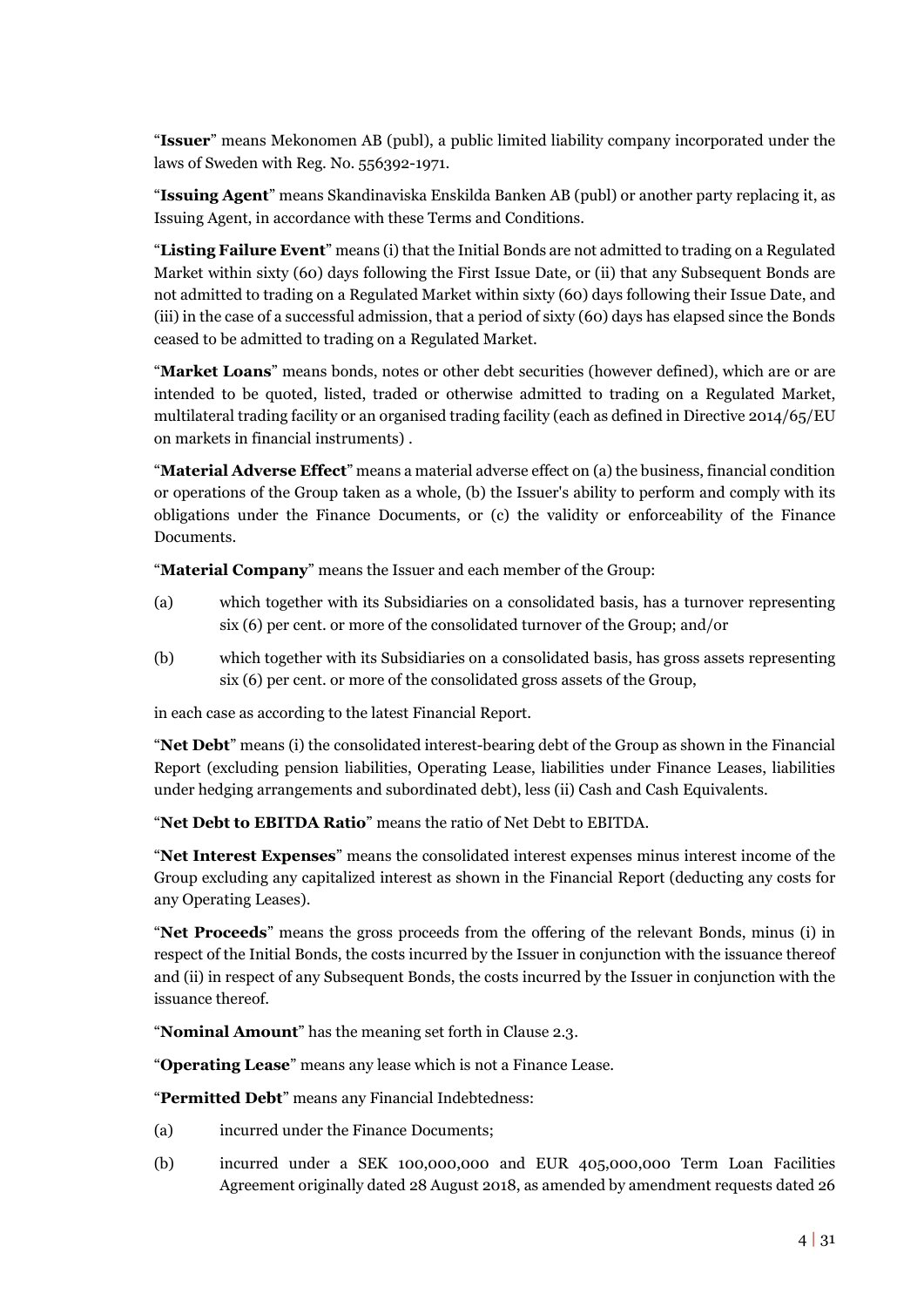"**Issuer**" means Mekonomen AB (publ), a public limited liability company incorporated under the laws of Sweden with Reg. No. 556392-1971.

"**Issuing Agent**" means Skandinaviska Enskilda Banken AB (publ) or another party replacing it, as Issuing Agent, in accordance with these Terms and Conditions.

"**Listing Failure Event**" means (i) that the Initial Bonds are not admitted to trading on a Regulated Market within sixty (60) days following the First Issue Date, or (ii) that any Subsequent Bonds are not admitted to trading on a Regulated Market within sixty (60) days following their Issue Date, and (iii) in the case of a successful admission, that a period of sixty (60) days has elapsed since the Bonds ceased to be admitted to trading on a Regulated Market.

"**Market Loans**" means bonds, notes or other debt securities (however defined), which are or are intended to be quoted, listed, traded or otherwise admitted to trading on a Regulated Market, multilateral trading facility or an organised trading facility (each as defined in Directive 2014/65/EU on markets in financial instruments) .

"**Material Adverse Effect**" means a material adverse effect on (a) the business, financial condition or operations of the Group taken as a whole, (b) the Issuer's ability to perform and comply with its obligations under the Finance Documents, or (c) the validity or enforceability of the Finance Documents.

"**Material Company**" means the Issuer and each member of the Group:

(a) which together with its Subsidiaries on a consolidated basis, has a turnover representing six (6) per cent. or more of the consolidated turnover of the Group; and/or

(b) which together with its Subsidiaries on a consolidated basis, has gross assets representing six (6) per cent. or more of the consolidated gross assets of the Group,

in each case as according to the latest Financial Report.

"**Net Debt**" means (i) the consolidated interest-bearing debt of the Group as shown in the Financial Report (excluding pension liabilities, Operating Lease, liabilities under Finance Leases, liabilities under hedging arrangements and subordinated debt), less (ii) Cash and Cash Equivalents.

"**Net Debt to EBITDA Ratio**" means the ratio of Net Debt to EBITDA.

"**Net Interest Expenses**" means the consolidated interest expenses minus interest income of the Group excluding any capitalized interest as shown in the Financial Report (deducting any costs for any Operating Leases).

"**Net Proceeds**" means the gross proceeds from the offering of the relevant Bonds, minus (i) in respect of the Initial Bonds, the costs incurred by the Issuer in conjunction with the issuance thereof and (ii) in respect of any Subsequent Bonds, the costs incurred by the Issuer in conjunction with the issuance thereof.

"**Nominal Amount**" has the meaning set forth in Clause 2.3.

"**Operating Lease**" means any lease which is not a Finance Lease.

"**Permitted Debt**" means any Financial Indebtedness:

(a) incurred under the Finance Documents;

(b) incurred under a SEK 100,000,000 and EUR 405,000,000 Term Loan Facilities Agreement originally dated 28 August 2018, as amended by amendment requests dated 26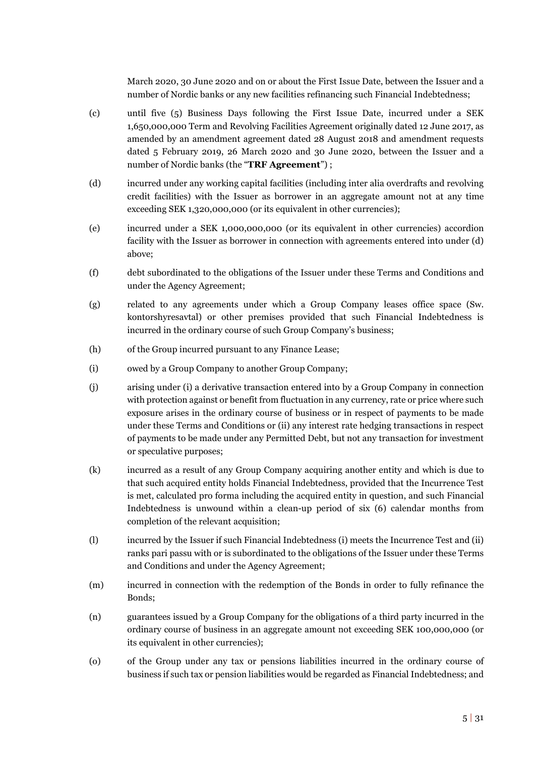March 2020, 30 June 2020 and on or about the First Issue Date, between the Issuer and a number of Nordic banks or any new facilities refinancing such Financial Indebtedness;

(c) until five (5) Business Days following the First Issue Date, incurred under a SEK 1,650,000,000 Term and Revolving Facilities Agreement originally dated 12 June 2017, as amended by an amendment agreement dated 28 August 2018 and amendment requests dated 5 February 2019, 26 March 2020 and 30 June 2020, between the Issuer and a number of Nordic banks (the "**TRF Agreement**") ;

(d) incurred under any working capital facilities (including inter alia overdrafts and revolving credit facilities) with the Issuer as borrower in an aggregate amount not at any time exceeding SEK 1,320,000,000 (or its equivalent in other currencies);

(e) incurred under a SEK 1,000,000,000 (or its equivalent in other currencies) accordion facility with the Issuer as borrower in connection with agreements entered into under (d) above;

(f) debt subordinated to the obligations of the Issuer under these Terms and Conditions and under the Agency Agreement;

(g) related to any agreements under which a Group Company leases office space (Sw. kontorshyresavtal) or other premises provided that such Financial Indebtedness is incurred in the ordinary course of such Group Company's business;

(h) of the Group incurred pursuant to any Finance Lease;

(i) owed by a Group Company to another Group Company;

(j) arising under (i) a derivative transaction entered into by a Group Company in connection with protection against or benefit from fluctuation in any currency, rate or price where such exposure arises in the ordinary course of business or in respect of payments to be made under these Terms and Conditions or (ii) any interest rate hedging transactions in respect of payments to be made under any Permitted Debt, but not any transaction for investment or speculative purposes;

(k) incurred as a result of any Group Company acquiring another entity and which is due to that such acquired entity holds Financial Indebtedness, provided that the Incurrence Test is met, calculated pro forma including the acquired entity in question, and such Financial Indebtedness is unwound within a clean-up period of six (6) calendar months from completion of the relevant acquisition;

(l) incurred by the Issuer if such Financial Indebtedness (i) meets the Incurrence Test and (ii) ranks pari passu with or is subordinated to the obligations of the Issuer under these Terms and Conditions and under the Agency Agreement;

(m) incurred in connection with the redemption of the Bonds in order to fully refinance the Bonds;

(n) guarantees issued by a Group Company for the obligations of a third party incurred in the ordinary course of business in an aggregate amount not exceeding SEK 100,000,000 (or its equivalent in other currencies);

(o) of the Group under any tax or pensions liabilities incurred in the ordinary course of business if such tax or pension liabilities would be regarded as Financial Indebtedness; and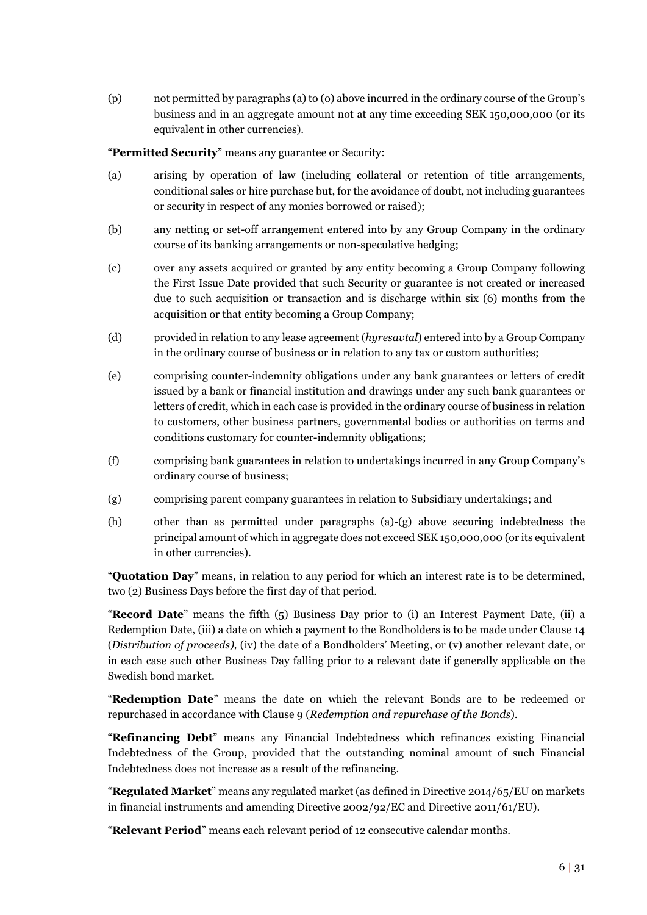(p) not permitted by paragraphs (a) to (o) above incurred in the ordinary course of the Group's business and in an aggregate amount not at any time exceeding SEK 150,000,000 (or its equivalent in other currencies).

"**Permitted Security**" means any guarantee or Security:

(a) arising by operation of law (including collateral or retention of title arrangements, conditional sales or hire purchase but, for the avoidance of doubt, not including guarantees or security in respect of any monies borrowed or raised);

(b) any netting or set-off arrangement entered into by any Group Company in the ordinary course of its banking arrangements or non-speculative hedging;

(c) over any assets acquired or granted by any entity becoming a Group Company following the First Issue Date provided that such Security or guarantee is not created or increased due to such acquisition or transaction and is discharge within six (6) months from the acquisition or that entity becoming a Group Company;

(d) provided in relation to any lease agreement (*hyresavtal*) entered into by a Group Company in the ordinary course of business or in relation to any tax or custom authorities;

(e) comprising counter-indemnity obligations under any bank guarantees or letters of credit issued by a bank or financial institution and drawings under any such bank guarantees or letters of credit, which in each case is provided in the ordinary course of business in relation to customers, other business partners, governmental bodies or authorities on terms and conditions customary for counter-indemnity obligations;

(f) comprising bank guarantees in relation to undertakings incurred in any Group Company's ordinary course of business;

(g) comprising parent company guarantees in relation to Subsidiary undertakings; and

(h) other than as permitted under paragraphs (a)-(g) above securing indebtedness the principal amount of which in aggregate does not exceed SEK 150,000,000 (or its equivalent in other currencies).

"**Quotation Day**" means, in relation to any period for which an interest rate is to be determined, two (2) Business Days before the first day of that period.

"**Record Date**" means the fifth (5) Business Day prior to (i) an Interest Payment Date, (ii) a Redemption Date, (iii) a date on which a payment to the Bondholders is to be made under Clause 14 (*Distribution of proceeds),* (iv) the date of a Bondholders' Meeting, or (v) another relevant date, or in each case such other Business Day falling prior to a relevant date if generally applicable on the Swedish bond market.

"**Redemption Date**" means the date on which the relevant Bonds are to be redeemed or repurchased in accordance with Clause 9 (*Redemption and repurchase of the Bonds*).

"**Refinancing Debt**" means any Financial Indebtedness which refinances existing Financial Indebtedness of the Group, provided that the outstanding nominal amount of such Financial Indebtedness does not increase as a result of the refinancing.

"**Regulated Market**" means any regulated market (as defined in Directive 2014/65/EU on markets in financial instruments and amending Directive 2002/92/EC and Directive 2011/61/EU).

"**Relevant Period**" means each relevant period of 12 consecutive calendar months.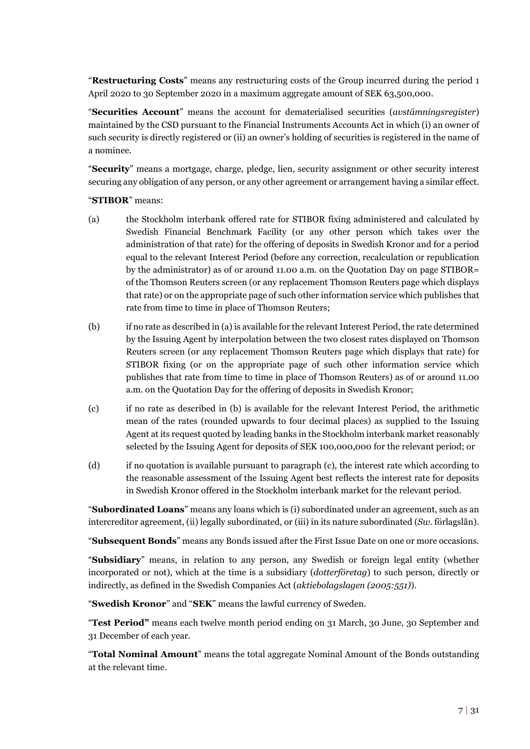"**Restructuring Costs**" means any restructuring costs of the Group incurred during the period 1 April 2020 to 30 September 2020 in a maximum aggregate amount of SEK 63,500,000.

"**Securities Account**" means the account for dematerialised securities (*avstämningsregister*) maintained by the CSD pursuant to the Financial Instruments Accounts Act in which (i) an owner of such security is directly registered or (ii) an owner's holding of securities is registered in the name of a nominee.

"**Security**" means a mortgage, charge, pledge, lien, security assignment or other security interest securing any obligation of any person, or any other agreement or arrangement having a similar effect.

"**STIBOR**" means:

(a) the Stockholm interbank offered rate for STIBOR fixing administered and calculated by Swedish Financial Benchmark Facility (or any other person which takes over the administration of that rate) for the offering of deposits in Swedish Kronor and for a period equal to the relevant Interest Period (before any correction, recalculation or republication by the administrator) as of or around 11.00 a.m. on the Quotation Day on page STIBOR= of the Thomson Reuters screen (or any replacement Thomson Reuters page which displays that rate) or on the appropriate page of such other information service which publishes that rate from time to time in place of Thomson Reuters;

(b) if no rate as described in (a) is available for the relevant Interest Period, the rate determined by the Issuing Agent by interpolation between the two closest rates displayed on Thomson Reuters screen (or any replacement Thomson Reuters page which displays that rate) for STIBOR fixing (or on the appropriate page of such other information service which publishes that rate from time to time in place of Thomson Reuters) as of or around 11.00 a.m. on the Quotation Day for the offering of deposits in Swedish Kronor;

(c) if no rate as described in (b) is available for the relevant Interest Period, the arithmetic mean of the rates (rounded upwards to four decimal places) as supplied to the Issuing Agent at its request quoted by leading banks in the Stockholm interbank market reasonably selected by the Issuing Agent for deposits of SEK 100,000,000 for the relevant period; or

(d) if no quotation is available pursuant to paragraph (c), the interest rate which according to the reasonable assessment of the Issuing Agent best reflects the interest rate for deposits in Swedish Kronor offered in the Stockholm interbank market for the relevant period.

"**Subordinated Loans**" means any loans which is (i) subordinated under an agreement, such as an intercreditor agreement, (ii) legally subordinated, or (iii) in its nature subordinated (*Sw.* förlagslån).

"**Subsequent Bonds**" means any Bonds issued after the First Issue Date on one or more occasions.

"**Subsidiary**" means, in relation to any person, any Swedish or foreign legal entity (whether incorporated or not), which at the time is a subsidiary (*dotterföretag*) to such person, directly or indirectly, as defined in the Swedish Companies Act (*aktiebolagslagen (2005:551)*).

"**Swedish Kronor**" and "**SEK**" means the lawful currency of Sweden.

"**Test Period"** means each twelve month period ending on 31 March, 30 June, 30 September and 31 December of each year.

"**Total Nominal Amount**" means the total aggregate Nominal Amount of the Bonds outstanding at the relevant time.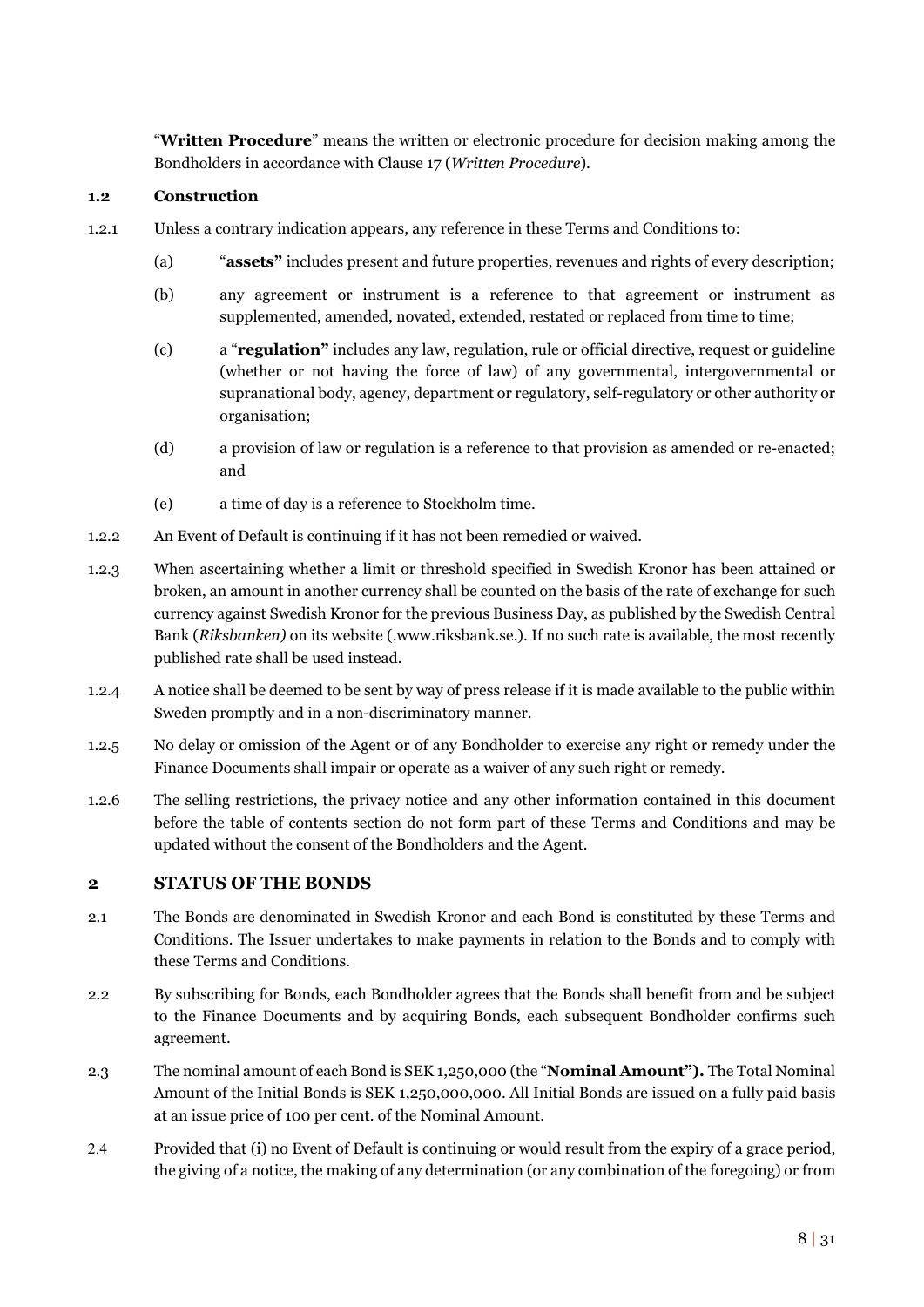"**Written Procedure**" means the written or electronic procedure for decision making among the Bondholders in accordance with Clause 17 (*Written Procedure*).

### 1.2 Construction

1.2.1 Unless a contrary indication appears, any reference in these Terms and Conditions to:

(a) "**assets"** includes present and future properties, revenues and rights of every description;

(b) any agreement or instrument is a reference to that agreement or instrument as supplemented, amended, novated, extended, restated or replaced from time to time;

(c) a "**regulation"** includes any law, regulation, rule or official directive, request or guideline (whether or not having the force of law) of any governmental, intergovernmental or supranational body, agency, department or regulatory, self-regulatory or other authority or organisation;

(d) a provision of law or regulation is a reference to that provision as amended or re-enacted; and

(e) a time of day is a reference to Stockholm time.

1.2.2 An Event of Default is continuing if it has not been remedied or waived.

1.2.3 When ascertaining whether a limit or threshold specified in Swedish Kronor has been attained or broken, an amount in another currency shall be counted on the basis of the rate of exchange for such currency against Swedish Kronor for the previous Business Day, as published by the Swedish Central Bank (*Riksbanken)* on its website (.www.riksbank.se.). If no such rate is available, the most recently published rate shall be used instead.

1.2.4 A notice shall be deemed to be sent by way of press release if it is made available to the public within Sweden promptly and in a non-discriminatory manner.

1.2.5 No delay or omission of the Agent or of any Bondholder to exercise any right or remedy under the Finance Documents shall impair or operate as a waiver of any such right or remedy.

1.2.6 The selling restrictions, the privacy notice and any other information contained in this document before the table of contents section do not form part of these Terms and Conditions and may be updated without the consent of the Bondholders and the Agent.

## 2 STATUS OF THE BONDS

2.1 The Bonds are denominated in Swedish Kronor and each Bond is constituted by these Terms and Conditions. The Issuer undertakes to make payments in relation to the Bonds and to comply with these Terms and Conditions.

2.2 By subscribing for Bonds, each Bondholder agrees that the Bonds shall benefit from and be subject to the Finance Documents and by acquiring Bonds, each subsequent Bondholder confirms such agreement.

2.3 The nominal amount of each Bond is SEK 1,250,000 (the "**Nominal Amount").** The Total Nominal Amount of the Initial Bonds is SEK 1,250,000,000. All Initial Bonds are issued on a fully paid basis at an issue price of 100 per cent. of the Nominal Amount.

2.4 Provided that (i) no Event of Default is continuing or would result from the expiry of a grace period, the giving of a notice, the making of any determination (or any combination of the foregoing) or from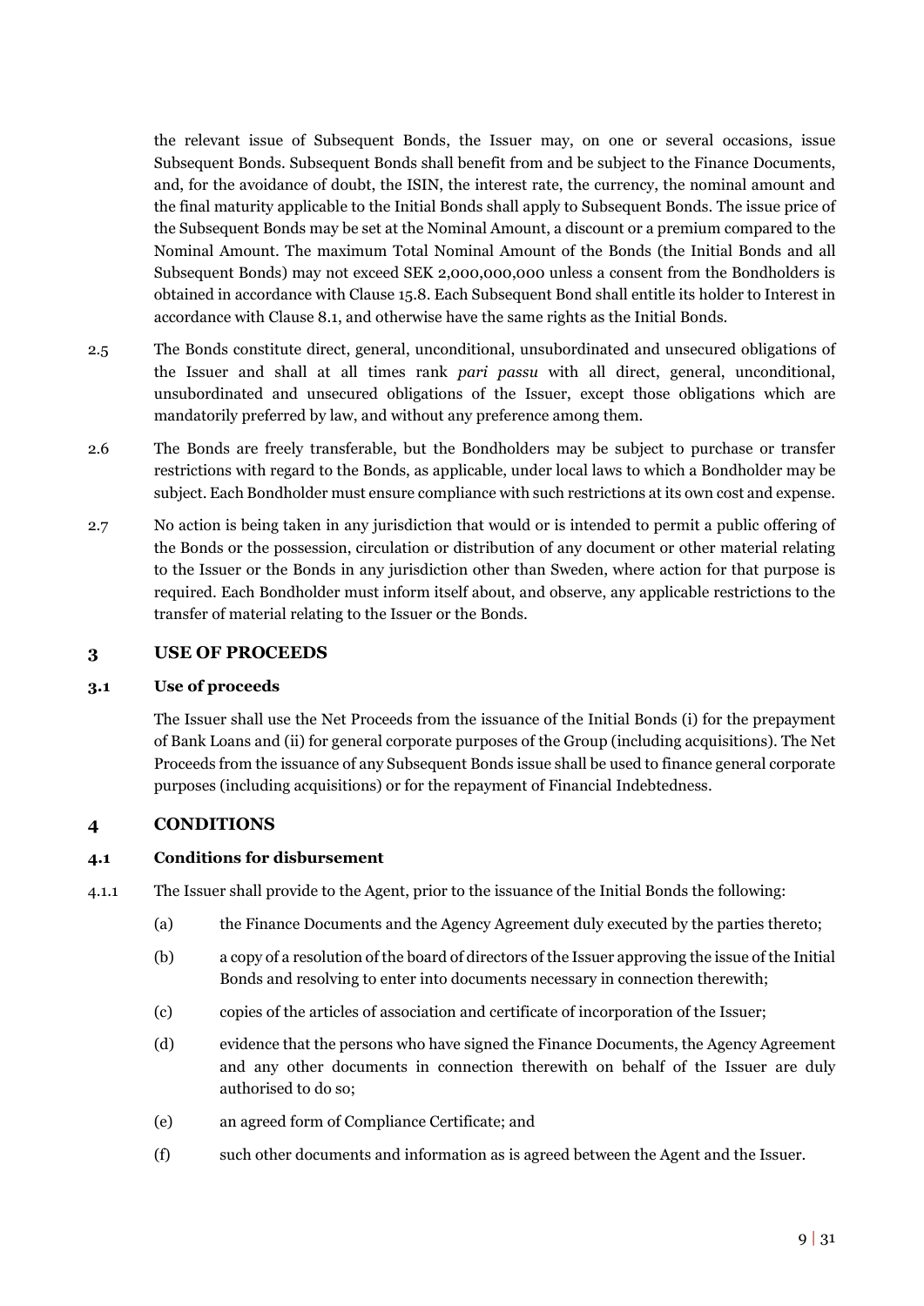the relevant issue of Subsequent Bonds, the Issuer may, on one or several occasions, issue Subsequent Bonds. Subsequent Bonds shall benefit from and be subject to the Finance Documents, and, for the avoidance of doubt, the ISIN, the interest rate, the currency, the nominal amount and the final maturity applicable to the Initial Bonds shall apply to Subsequent Bonds. The issue price of the Subsequent Bonds may be set at the Nominal Amount, a discount or a premium compared to the Nominal Amount. The maximum Total Nominal Amount of the Bonds (the Initial Bonds and all Subsequent Bonds) may not exceed SEK 2,000,000,000 unless a consent from the Bondholders is obtained in accordance with Clause 15.8. Each Subsequent Bond shall entitle its holder to Interest in accordance with Clause 8.1, and otherwise have the same rights as the Initial Bonds.

2.5 The Bonds constitute direct, general, unconditional, unsubordinated and unsecured obligations of the Issuer and shall at all times rank *pari passu* with all direct, general, unconditional, unsubordinated and unsecured obligations of the Issuer, except those obligations which are mandatorily preferred by law, and without any preference among them.

2.6 The Bonds are freely transferable, but the Bondholders may be subject to purchase or transfer restrictions with regard to the Bonds, as applicable, under local laws to which a Bondholder may be subject. Each Bondholder must ensure compliance with such restrictions at its own cost and expense.

2.7 No action is being taken in any jurisdiction that would or is intended to permit a public offering of the Bonds or the possession, circulation or distribution of any document or other material relating to the Issuer or the Bonds in any jurisdiction other than Sweden, where action for that purpose is required. Each Bondholder must inform itself about, and observe, any applicable restrictions to the transfer of material relating to the Issuer or the Bonds.

## 3 USE OF PROCEEDS

### 3.1 Use of proceeds

The Issuer shall use the Net Proceeds from the issuance of the Initial Bonds (i) for the prepayment of Bank Loans and (ii) for general corporate purposes of the Group (including acquisitions). The Net Proceeds from the issuance of any Subsequent Bonds issue shall be used to finance general corporate purposes (including acquisitions) or for the repayment of Financial Indebtedness.

## 4 CONDITIONS

### 4.1 Conditions for disbursement

4.1.1 The Issuer shall provide to the Agent, prior to the issuance of the Initial Bonds the following:

(a) the Finance Documents and the Agency Agreement duly executed by the parties thereto;

(b) a copy of a resolution of the board of directors of the Issuer approving the issue of the Initial Bonds and resolving to enter into documents necessary in connection therewith;

(c) copies of the articles of association and certificate of incorporation of the Issuer;

(d) evidence that the persons who have signed the Finance Documents, the Agency Agreement and any other documents in connection therewith on behalf of the Issuer are duly authorised to do so;

(e) an agreed form of Compliance Certificate; and

(f) such other documents and information as is agreed between the Agent and the Issuer.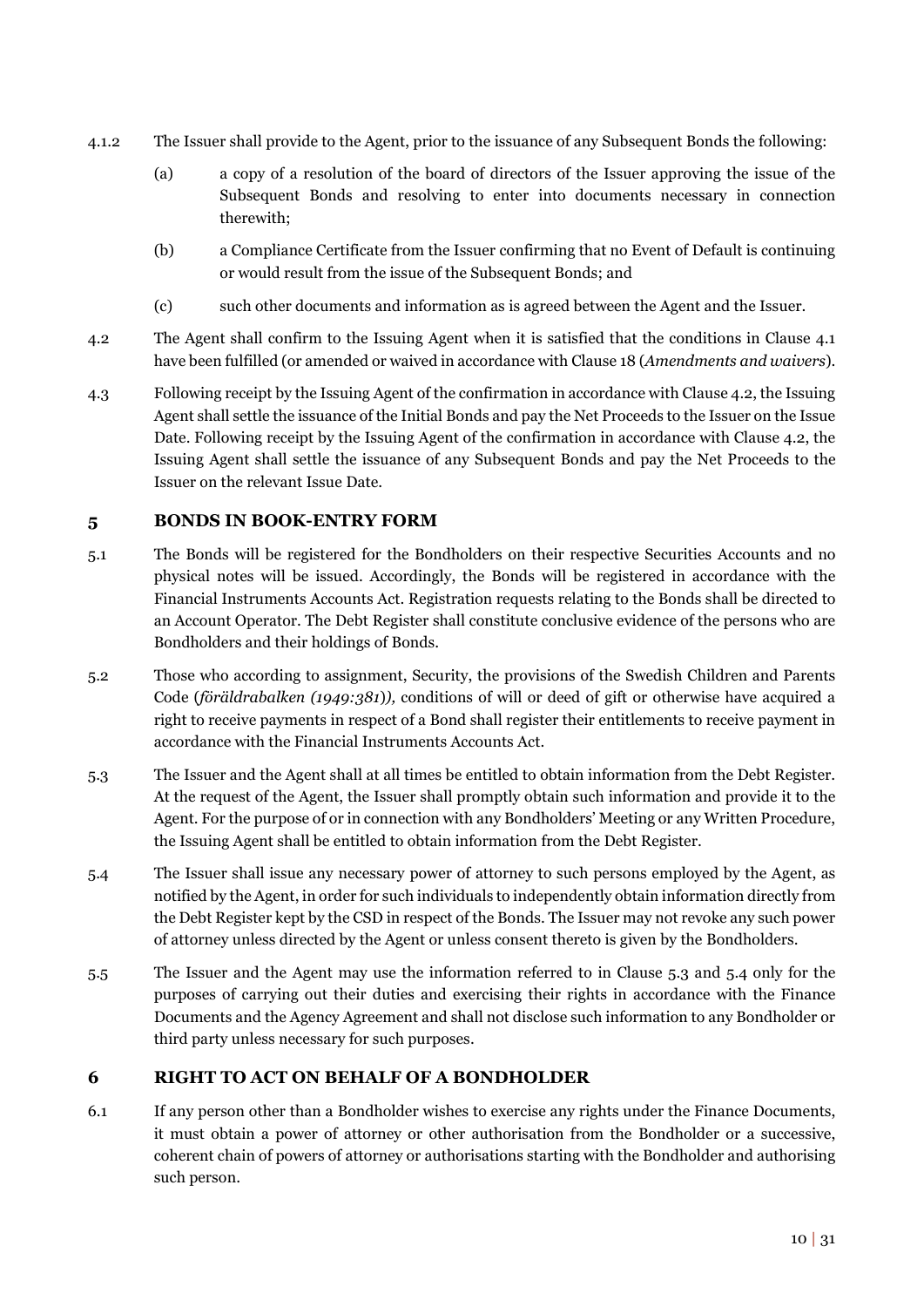4.1.2 The Issuer shall provide to the Agent, prior to the issuance of any Subsequent Bonds the following:

(a) a copy of a resolution of the board of directors of the Issuer approving the issue of the Subsequent Bonds and resolving to enter into documents necessary in connection therewith;

(b) a Compliance Certificate from the Issuer confirming that no Event of Default is continuing or would result from the issue of the Subsequent Bonds; and

(c) such other documents and information as is agreed between the Agent and the Issuer.

4.2 The Agent shall confirm to the Issuing Agent when it is satisfied that the conditions in Clause 4.1 have been fulfilled (or amended or waived in accordance with Clause 18 (*Amendments and waivers*).

4.3 Following receipt by the Issuing Agent of the confirmation in accordance with Clause 4.2, the Issuing Agent shall settle the issuance of the Initial Bonds and pay the Net Proceeds to the Issuer on the Issue Date. Following receipt by the Issuing Agent of the confirmation in accordance with Clause 4.2, the Issuing Agent shall settle the issuance of any Subsequent Bonds and pay the Net Proceeds to the Issuer on the relevant Issue Date.

## 5 BONDS IN BOOK-ENTRY FORM

5.1 The Bonds will be registered for the Bondholders on their respective Securities Accounts and no physical notes will be issued. Accordingly, the Bonds will be registered in accordance with the Financial Instruments Accounts Act. Registration requests relating to the Bonds shall be directed to an Account Operator. The Debt Register shall constitute conclusive evidence of the persons who are Bondholders and their holdings of Bonds.

5.2 Those who according to assignment, Security, the provisions of the Swedish Children and Parents Code (*föräldrabalken (1949:381)*), conditions of will or deed of gift or otherwise have acquired a right to receive payments in respect of a Bond shall register their entitlements to receive payment in accordance with the Financial Instruments Accounts Act.

5.3 The Issuer and the Agent shall at all times be entitled to obtain information from the Debt Register. At the request of the Agent, the Issuer shall promptly obtain such information and provide it to the Agent. For the purpose of or in connection with any Bondholders' Meeting or any Written Procedure, the Issuing Agent shall be entitled to obtain information from the Debt Register.

5.4 The Issuer shall issue any necessary power of attorney to such persons employed by the Agent, as notified by the Agent, in order for such individuals to independently obtain information directly from the Debt Register kept by the CSD in respect of the Bonds. The Issuer may not revoke any such power of attorney unless directed by the Agent or unless consent thereto is given by the Bondholders.

5.5 The Issuer and the Agent may use the information referred to in Clause 5.3 and 5.4 only for the purposes of carrying out their duties and exercising their rights in accordance with the Finance Documents and the Agency Agreement and shall not disclose such information to any Bondholder or third party unless necessary for such purposes.

## 6 RIGHT TO ACT ON BEHALF OF A BONDHOLDER

6.1 If any person other than a Bondholder wishes to exercise any rights under the Finance Documents, it must obtain a power of attorney or other authorisation from the Bondholder or a successive, coherent chain of powers of attorney or authorisations starting with the Bondholder and authorising such person.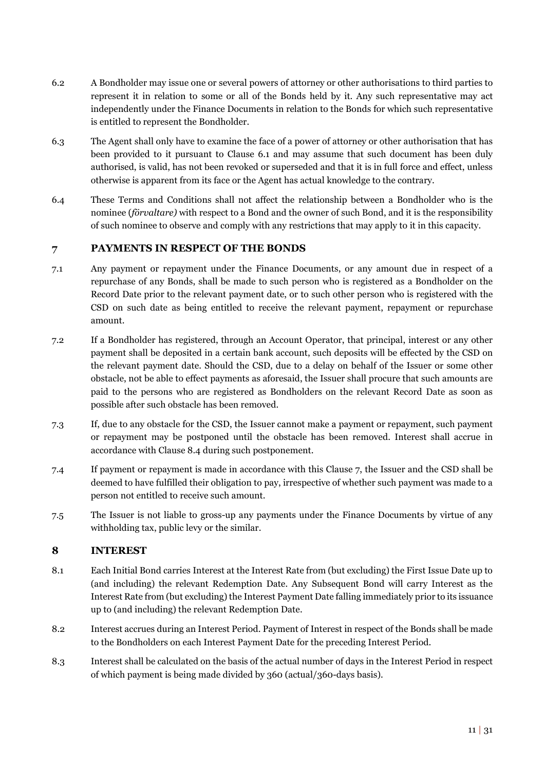6.2 A Bondholder may issue one or several powers of attorney or other authorisations to third parties to represent it in relation to some or all of the Bonds held by it. Any such representative may act independently under the Finance Documents in relation to the Bonds for which such representative is entitled to represent the Bondholder.

6.3 The Agent shall only have to examine the face of a power of attorney or other authorisation that has been provided to it pursuant to Clause 6.1 and may assume that such document has been duly authorised, is valid, has not been revoked or superseded and that it is in full force and effect, unless otherwise is apparent from its face or the Agent has actual knowledge to the contrary.

6.4 These Terms and Conditions shall not affect the relationship between a Bondholder who is the nominee (*förvaltare)* with respect to a Bond and the owner of such Bond, and it is the responsibility of such nominee to observe and comply with any restrictions that may apply to it in this capacity.

## 7 PAYMENTS IN RESPECT OF THE BONDS

7.1 Any payment or repayment under the Finance Documents, or any amount due in respect of a repurchase of any Bonds, shall be made to such person who is registered as a Bondholder on the Record Date prior to the relevant payment date, or to such other person who is registered with the CSD on such date as being entitled to receive the relevant payment, repayment or repurchase amount.

7.2 If a Bondholder has registered, through an Account Operator, that principal, interest or any other payment shall be deposited in a certain bank account, such deposits will be effected by the CSD on the relevant payment date. Should the CSD, due to a delay on behalf of the Issuer or some other obstacle, not be able to effect payments as aforesaid, the Issuer shall procure that such amounts are paid to the persons who are registered as Bondholders on the relevant Record Date as soon as possible after such obstacle has been removed.

7.3 If, due to any obstacle for the CSD, the Issuer cannot make a payment or repayment, such payment or repayment may be postponed until the obstacle has been removed. Interest shall accrue in accordance with Clause 8.4 during such postponement.

7.4 If payment or repayment is made in accordance with this Clause 7, the Issuer and the CSD shall be deemed to have fulfilled their obligation to pay, irrespective of whether such payment was made to a person not entitled to receive such amount.

7.5 The Issuer is not liable to gross-up any payments under the Finance Documents by virtue of any withholding tax, public levy or the similar.

## 8 INTEREST

8.1 Each Initial Bond carries Interest at the Interest Rate from (but excluding) the First Issue Date up to (and including) the relevant Redemption Date. Any Subsequent Bond will carry Interest as the Interest Rate from (but excluding) the Interest Payment Date falling immediately prior to its issuance up to (and including) the relevant Redemption Date.

8.2 Interest accrues during an Interest Period. Payment of Interest in respect of the Bonds shall be made to the Bondholders on each Interest Payment Date for the preceding Interest Period.

8.3 Interest shall be calculated on the basis of the actual number of days in the Interest Period in respect of which payment is being made divided by 360 (actual/360-days basis).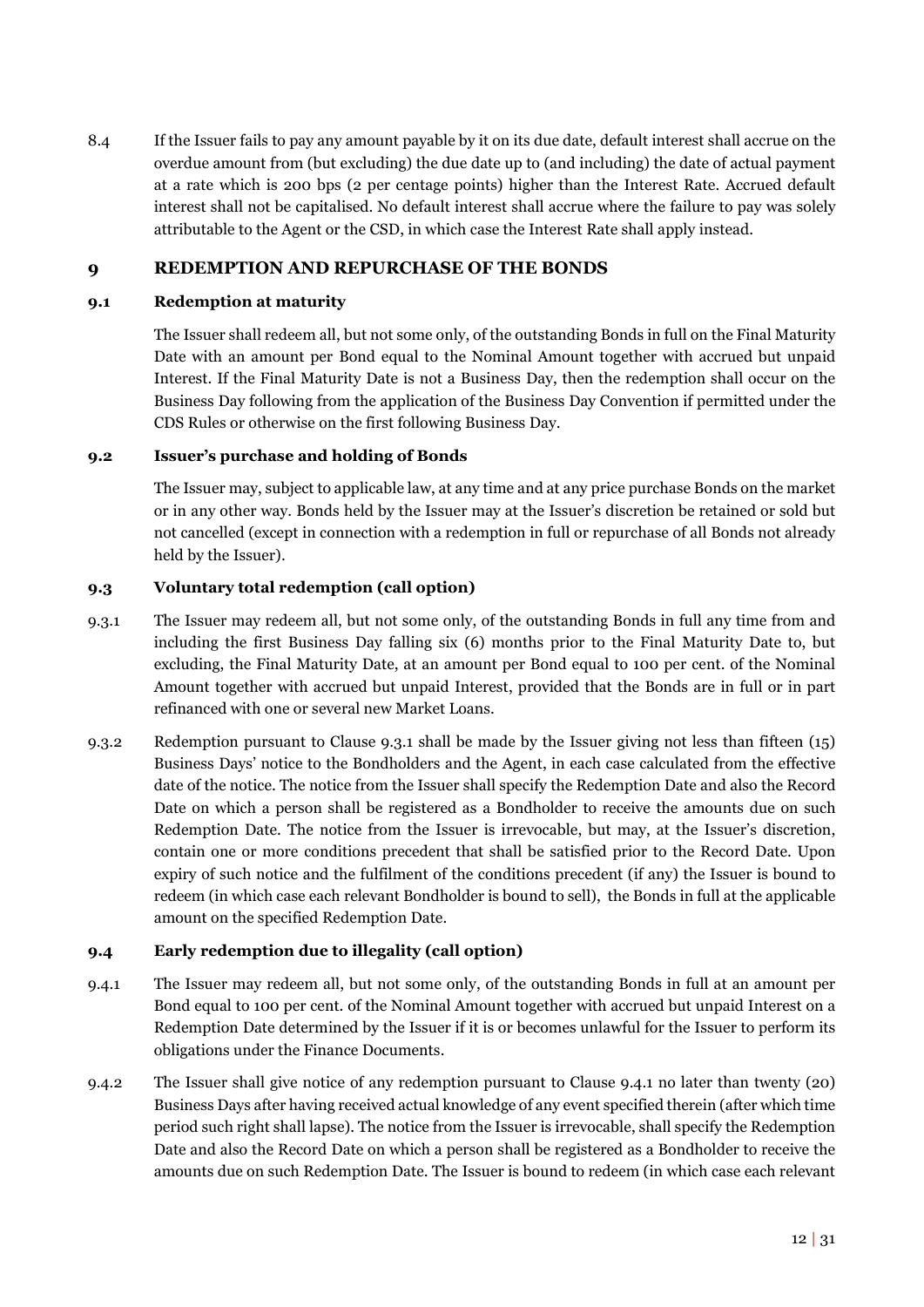8.4 If the Issuer fails to pay any amount payable by it on its due date, default interest shall accrue on the overdue amount from (but excluding) the due date up to (and including) the date of actual payment at a rate which is 200 bps (2 per centage points) higher than the Interest Rate. Accrued default interest shall not be capitalised. No default interest shall accrue where the failure to pay was solely attributable to the Agent or the CSD, in which case the Interest Rate shall apply instead.

## 9 REDEMPTION AND REPURCHASE OF THE BONDS

### 9.1 Redemption at maturity

The Issuer shall redeem all, but not some only, of the outstanding Bonds in full on the Final Maturity Date with an amount per Bond equal to the Nominal Amount together with accrued but unpaid Interest. If the Final Maturity Date is not a Business Day, then the redemption shall occur on the Business Day following from the application of the Business Day Convention if permitted under the CDS Rules or otherwise on the first following Business Day.

### 9.2 Issuer's purchase and holding of Bonds

The Issuer may, subject to applicable law, at any time and at any price purchase Bonds on the market or in any other way. Bonds held by the Issuer may at the Issuer's discretion be retained or sold but not cancelled (except in connection with a redemption in full or repurchase of all Bonds not already held by the Issuer).

### 9.3 Voluntary total redemption (call option)

9.3.1 The Issuer may redeem all, but not some only, of the outstanding Bonds in full any time from and including the first Business Day falling six (6) months prior to the Final Maturity Date to, but excluding, the Final Maturity Date, at an amount per Bond equal to 100 per cent. of the Nominal Amount together with accrued but unpaid Interest, provided that the Bonds are in full or in part refinanced with one or several new Market Loans.

9.3.2 Redemption pursuant to Clause 9.3.1 shall be made by the Issuer giving not less than fifteen (15) Business Days' notice to the Bondholders and the Agent, in each case calculated from the effective date of the notice. The notice from the Issuer shall specify the Redemption Date and also the Record Date on which a person shall be registered as a Bondholder to receive the amounts due on such Redemption Date. The notice from the Issuer is irrevocable, but may, at the Issuer's discretion, contain one or more conditions precedent that shall be satisfied prior to the Record Date. Upon expiry of such notice and the fulfilment of the conditions precedent (if any) the Issuer is bound to redeem (in which case each relevant Bondholder is bound to sell), the Bonds in full at the applicable amount on the specified Redemption Date.

### 9.4 Early redemption due to illegality (call option)

9.4.1 The Issuer may redeem all, but not some only, of the outstanding Bonds in full at an amount per Bond equal to 100 per cent. of the Nominal Amount together with accrued but unpaid Interest on a Redemption Date determined by the Issuer if it is or becomes unlawful for the Issuer to perform its obligations under the Finance Documents.

9.4.2 The Issuer shall give notice of any redemption pursuant to Clause 9.4.1 no later than twenty (20) Business Days after having received actual knowledge of any event specified therein (after which time period such right shall lapse). The notice from the Issuer is irrevocable, shall specify the Redemption Date and also the Record Date on which a person shall be registered as a Bondholder to receive the amounts due on such Redemption Date. The Issuer is bound to redeem (in which case each relevant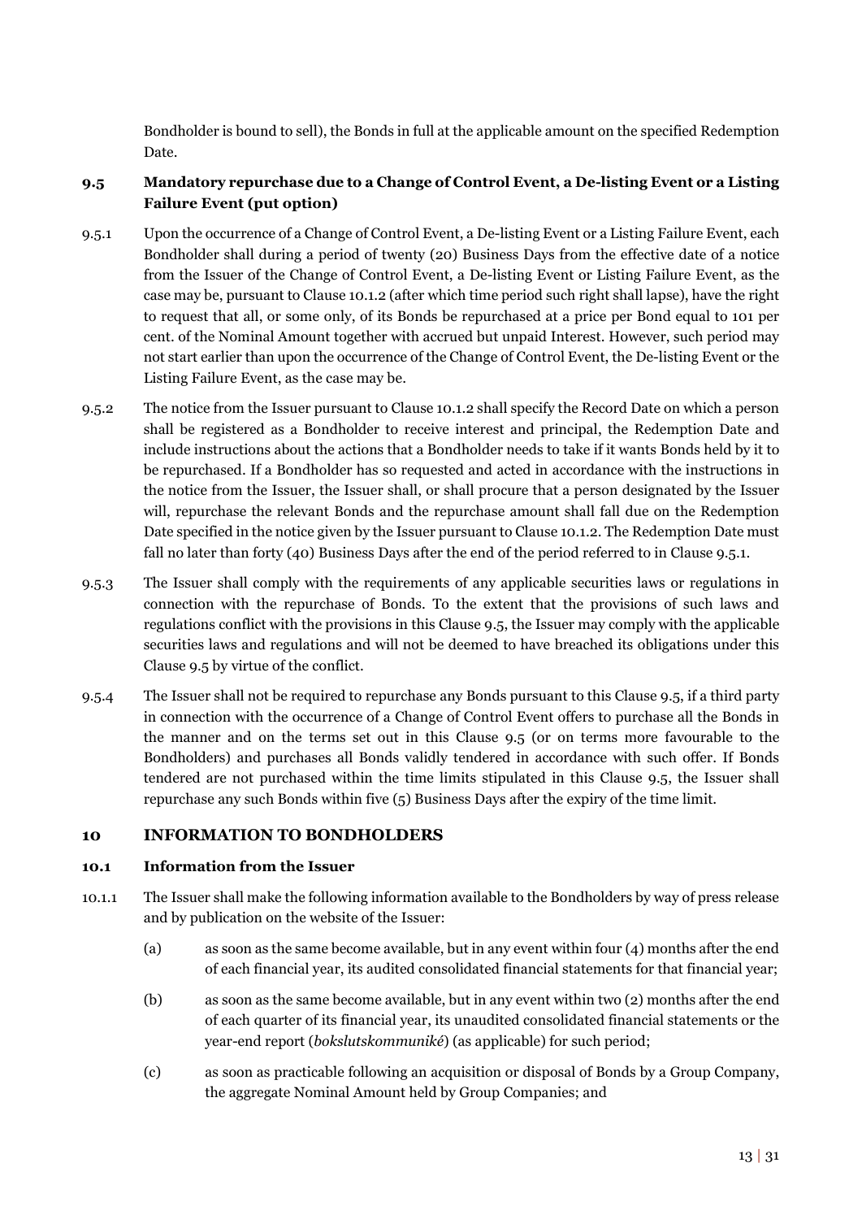Bondholder is bound to sell), the Bonds in full at the applicable amount on the specified Redemption Date.

### 9.5 Mandatory repurchase due to a Change of Control Event, a De-listing Event or a Listing Failure Event (put option)

9.5.1 Upon the occurrence of a Change of Control Event, a De-listing Event or a Listing Failure Event, each Bondholder shall during a period of twenty (20) Business Days from the effective date of a notice from the Issuer of the Change of Control Event, a De-listing Event or Listing Failure Event, as the case may be, pursuant to Clause 10.1.2 (after which time period such right shall lapse), have the right to request that all, or some only, of its Bonds be repurchased at a price per Bond equal to 101 per cent. of the Nominal Amount together with accrued but unpaid Interest. However, such period may not start earlier than upon the occurrence of the Change of Control Event, the De-listing Event or the Listing Failure Event, as the case may be.

9.5.2 The notice from the Issuer pursuant to Clause 10.1.2 shall specify the Record Date on which a person shall be registered as a Bondholder to receive interest and principal, the Redemption Date and include instructions about the actions that a Bondholder needs to take if it wants Bonds held by it to be repurchased. If a Bondholder has so requested and acted in accordance with the instructions in the notice from the Issuer, the Issuer shall, or shall procure that a person designated by the Issuer will, repurchase the relevant Bonds and the repurchase amount shall fall due on the Redemption Date specified in the notice given by the Issuer pursuant to Clause 10.1.2. The Redemption Date must fall no later than forty (40) Business Days after the end of the period referred to in Clause 9.5.1.

9.5.3 The Issuer shall comply with the requirements of any applicable securities laws or regulations in connection with the repurchase of Bonds. To the extent that the provisions of such laws and regulations conflict with the provisions in this Clause 9.5, the Issuer may comply with the applicable securities laws and regulations and will not be deemed to have breached its obligations under this Clause 9.5 by virtue of the conflict.

9.5.4 The Issuer shall not be required to repurchase any Bonds pursuant to this Clause 9.5, if a third party in connection with the occurrence of a Change of Control Event offers to purchase all the Bonds in the manner and on the terms set out in this Clause 9.5 (or on terms more favourable to the Bondholders) and purchases all Bonds validly tendered in accordance with such offer. If Bonds tendered are not purchased within the time limits stipulated in this Clause 9.5, the Issuer shall repurchase any such Bonds within five (5) Business Days after the expiry of the time limit.

## 10 INFORMATION TO BONDHOLDERS

### 10.1 Information from the Issuer

10.1.1 The Issuer shall make the following information available to the Bondholders by way of press release and by publication on the website of the Issuer:

(a) as soon as the same become available, but in any event within four (4) months after the end of each financial year, its audited consolidated financial statements for that financial year;

(b) as soon as the same become available, but in any event within two (2) months after the end of each quarter of its financial year, its unaudited consolidated financial statements or the year-end report (*bokslutskommuniké*) (as applicable) for such period;

(c) as soon as practicable following an acquisition or disposal of Bonds by a Group Company, the aggregate Nominal Amount held by Group Companies; and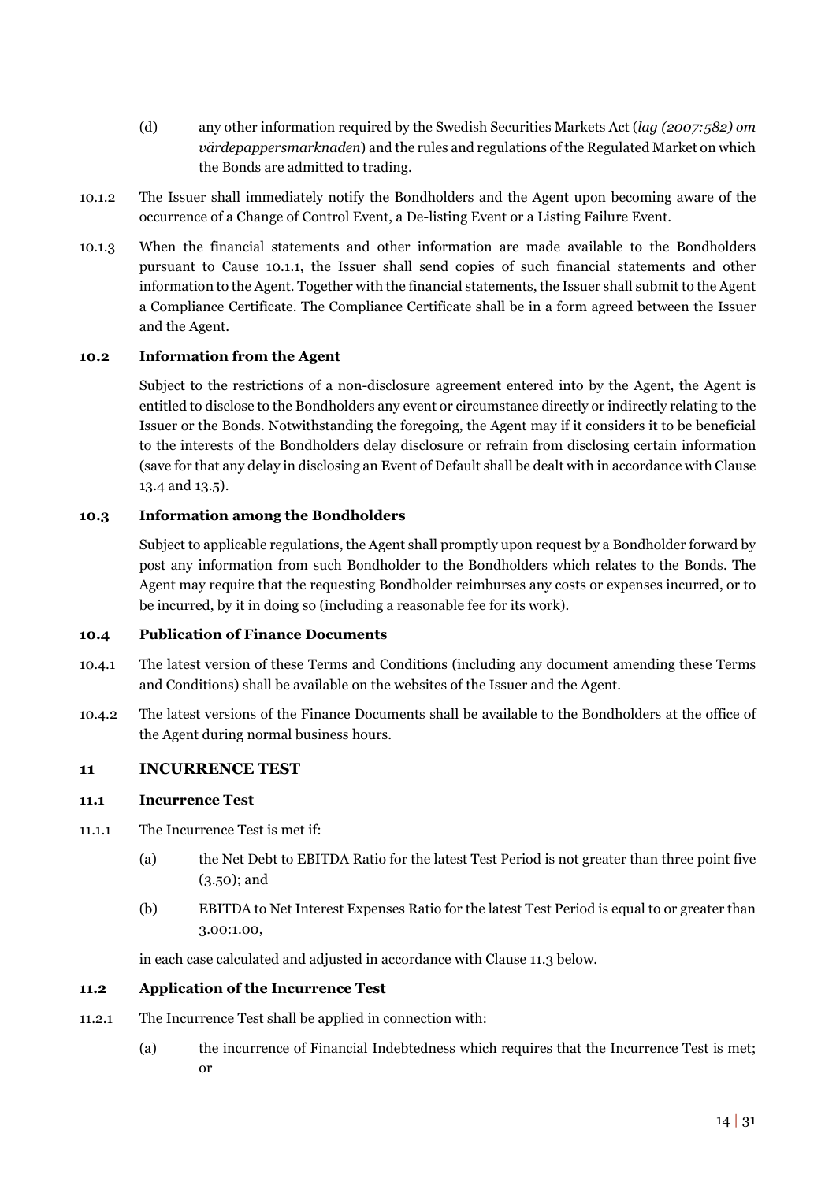(d) any other information required by the Swedish Securities Markets Act (*lag (2007:582) om värdepappersmarknaden*) and the rules and regulations of the Regulated Market on which the Bonds are admitted to trading.

10.1.2 The Issuer shall immediately notify the Bondholders and the Agent upon becoming aware of the occurrence of a Change of Control Event, a De-listing Event or a Listing Failure Event.

10.1.3 When the financial statements and other information are made available to the Bondholders pursuant to Cause 10.1.1, the Issuer shall send copies of such financial statements and other information to the Agent. Together with the financial statements, the Issuer shall submit to the Agent a Compliance Certificate. The Compliance Certificate shall be in a form agreed between the Issuer and the Agent.

### 10.2 Information from the Agent

Subject to the restrictions of a non-disclosure agreement entered into by the Agent, the Agent is entitled to disclose to the Bondholders any event or circumstance directly or indirectly relating to the Issuer or the Bonds. Notwithstanding the foregoing, the Agent may if it considers it to be beneficial to the interests of the Bondholders delay disclosure or refrain from disclosing certain information (save for that any delay in disclosing an Event of Default shall be dealt with in accordance with Clause 13.4 and 13.5).

### 10.3 Information among the Bondholders

Subject to applicable regulations, the Agent shall promptly upon request by a Bondholder forward by post any information from such Bondholder to the Bondholders which relates to the Bonds. The Agent may require that the requesting Bondholder reimburses any costs or expenses incurred, or to be incurred, by it in doing so (including a reasonable fee for its work).

### 10.4 Publication of Finance Documents

10.4.1 The latest version of these Terms and Conditions (including any document amending these Terms and Conditions) shall be available on the websites of the Issuer and the Agent.

10.4.2 The latest versions of the Finance Documents shall be available to the Bondholders at the office of the Agent during normal business hours.

## 11 INCURRENCE TEST

### 11.1 Incurrence Test

11.1.1 The Incurrence Test is met if:

(a) the Net Debt to EBITDA Ratio for the latest Test Period is not greater than three point five (3.50); and

(b) EBITDA to Net Interest Expenses Ratio for the latest Test Period is equal to or greater than 3.00:1.00,

in each case calculated and adjusted in accordance with Clause 11.3 below.

### 11.2 Application of the Incurrence Test

11.2.1 The Incurrence Test shall be applied in connection with:

(a) the incurrence of Financial Indebtedness which requires that the Incurrence Test is met; or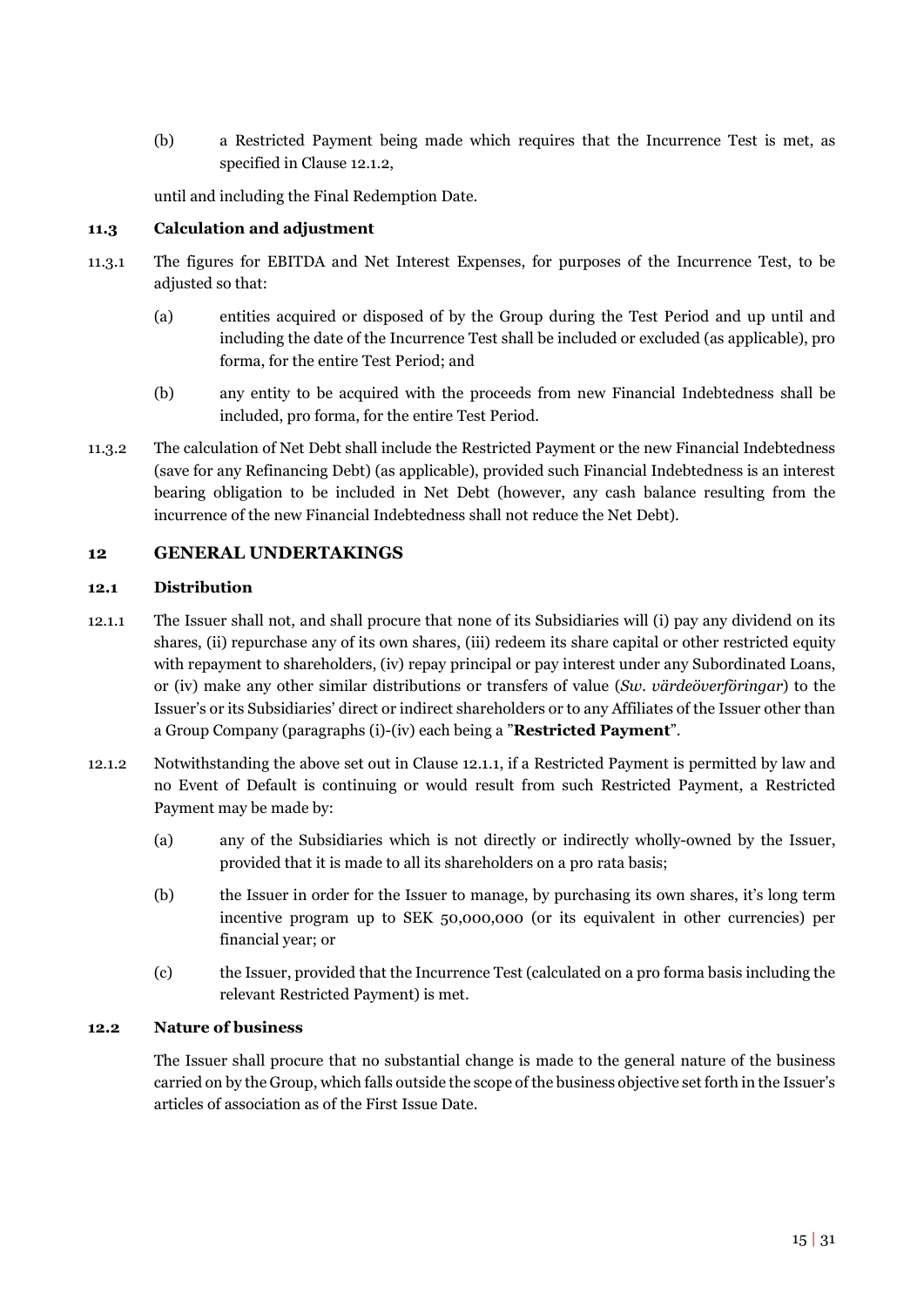(b) a Restricted Payment being made which requires that the Incurrence Test is met, as specified in Clause 12.1.2,

until and including the Final Redemption Date.

### 11.3 Calculation and adjustment

11.3.1 The figures for EBITDA and Net Interest Expenses, for purposes of the Incurrence Test, to be adjusted so that:

(a) entities acquired or disposed of by the Group during the Test Period and up until and including the date of the Incurrence Test shall be included or excluded (as applicable), pro forma, for the entire Test Period; and

(b) any entity to be acquired with the proceeds from new Financial Indebtedness shall be included, pro forma, for the entire Test Period.

11.3.2 The calculation of Net Debt shall include the Restricted Payment or the new Financial Indebtedness (save for any Refinancing Debt) (as applicable), provided such Financial Indebtedness is an interest bearing obligation to be included in Net Debt (however, any cash balance resulting from the incurrence of the new Financial Indebtedness shall not reduce the Net Debt).

## 12 GENERAL UNDERTAKINGS

### 12.1 Distribution

12.1.1 The Issuer shall not, and shall procure that none of its Subsidiaries will (i) pay any dividend on its shares, (ii) repurchase any of its own shares, (iii) redeem its share capital or other restricted equity with repayment to shareholders, (iv) repay principal or pay interest under any Subordinated Loans, or (iv) make any other similar distributions or transfers of value (*Sw. värdeöverföringar*) to the Issuer's or its Subsidiaries' direct or indirect shareholders or to any Affiliates of the Issuer other than a Group Company (paragraphs (i)-(iv) each being a "**Restricted Payment**".

12.1.2 Notwithstanding the above set out in Clause 12.1.1, if a Restricted Payment is permitted by law and no Event of Default is continuing or would result from such Restricted Payment, a Restricted Payment may be made by:

(a) any of the Subsidiaries which is not directly or indirectly wholly-owned by the Issuer, provided that it is made to all its shareholders on a pro rata basis;

(b) the Issuer in order for the Issuer to manage, by purchasing its own shares, it's long term incentive program up to SEK 50,000,000 (or its equivalent in other currencies) per financial year; or

(c) the Issuer, provided that the Incurrence Test (calculated on a pro forma basis including the relevant Restricted Payment) is met.

### 12.2 Nature of business

The Issuer shall procure that no substantial change is made to the general nature of the business carried on by the Group, which falls outside the scope of the business objective set forth in the Issuer's articles of association as of the First Issue Date.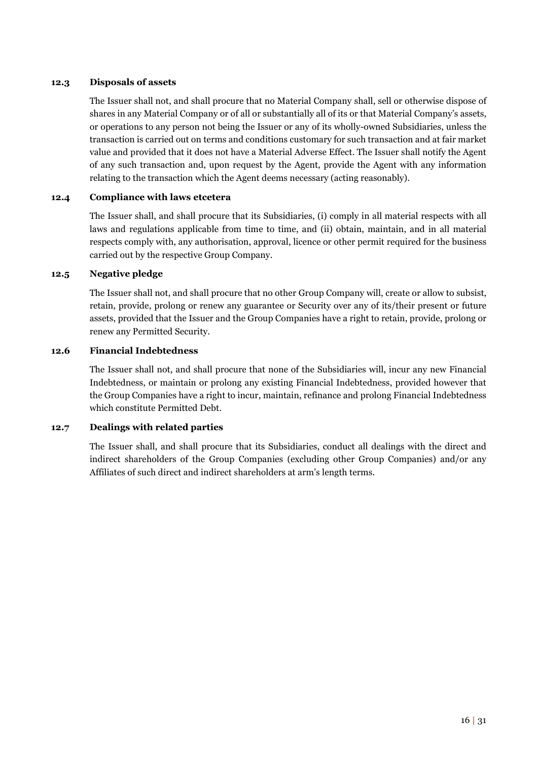### 12.3 Disposals of assets

The Issuer shall not, and shall procure that no Material Company shall, sell or otherwise dispose of shares in any Material Company or of all or substantially all of its or that Material Company's assets, or operations to any person not being the Issuer or any of its wholly-owned Subsidiaries, unless the transaction is carried out on terms and conditions customary for such transaction and at fair market value and provided that it does not have a Material Adverse Effect. The Issuer shall notify the Agent of any such transaction and, upon request by the Agent, provide the Agent with any information relating to the transaction which the Agent deems necessary (acting reasonably).

### 12.4 Compliance with laws etcetera

The Issuer shall, and shall procure that its Subsidiaries, (i) comply in all material respects with all laws and regulations applicable from time to time, and (ii) obtain, maintain, and in all material respects comply with, any authorisation, approval, licence or other permit required for the business carried out by the respective Group Company.

### 12.5 Negative pledge

The Issuer shall not, and shall procure that no other Group Company will, create or allow to subsist, retain, provide, prolong or renew any guarantee or Security over any of its/their present or future assets, provided that the Issuer and the Group Companies have a right to retain, provide, prolong or renew any Permitted Security.

### 12.6 Financial Indebtedness

The Issuer shall not, and shall procure that none of the Subsidiaries will, incur any new Financial Indebtedness, or maintain or prolong any existing Financial Indebtedness, provided however that the Group Companies have a right to incur, maintain, refinance and prolong Financial Indebtedness which constitute Permitted Debt.

### 12.7 Dealings with related parties

The Issuer shall, and shall procure that its Subsidiaries, conduct all dealings with the direct and indirect shareholders of the Group Companies (excluding other Group Companies) and/or any Affiliates of such direct and indirect shareholders at arm's length terms.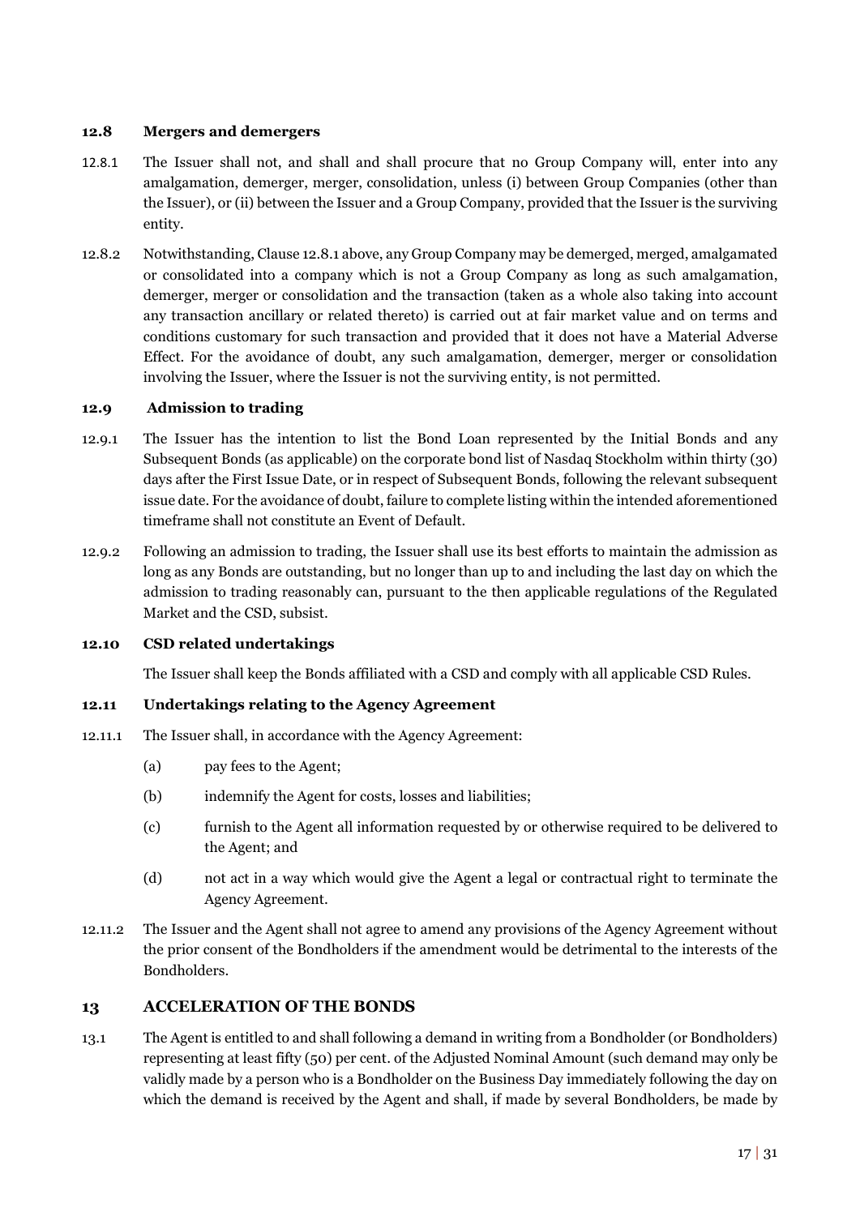### 12.8 Mergers and demergers

12.8.1 The Issuer shall not, and shall and shall procure that no Group Company will, enter into any amalgamation, demerger, merger, consolidation, unless (i) between Group Companies (other than the Issuer), or (ii) between the Issuer and a Group Company, provided that the Issuer is the surviving entity.

12.8.2 Notwithstanding, Clause 12.8.1 above, any Group Company may be demerged, merged, amalgamated or consolidated into a company which is not a Group Company as long as such amalgamation, demerger, merger or consolidation and the transaction (taken as a whole also taking into account any transaction ancillary or related thereto) is carried out at fair market value and on terms and conditions customary for such transaction and provided that it does not have a Material Adverse Effect. For the avoidance of doubt, any such amalgamation, demerger, merger or consolidation involving the Issuer, where the Issuer is not the surviving entity, is not permitted.

### 12.9 Admission to trading

12.9.1 The Issuer has the intention to list the Bond Loan represented by the Initial Bonds and any Subsequent Bonds (as applicable) on the corporate bond list of Nasdaq Stockholm within thirty (30) days after the First Issue Date, or in respect of Subsequent Bonds, following the relevant subsequent issue date. For the avoidance of doubt, failure to complete listing within the intended aforementioned timeframe shall not constitute an Event of Default.

12.9.2 Following an admission to trading, the Issuer shall use its best efforts to maintain the admission as long as any Bonds are outstanding, but no longer than up to and including the last day on which the admission to trading reasonably can, pursuant to the then applicable regulations of the Regulated Market and the CSD, subsist.

### 12.10 CSD related undertakings

The Issuer shall keep the Bonds affiliated with a CSD and comply with all applicable CSD Rules.

### 12.11 Undertakings relating to the Agency Agreement

12.11.1 The Issuer shall, in accordance with the Agency Agreement:

(a) pay fees to the Agent;

(b) indemnify the Agent for costs, losses and liabilities;

(c) furnish to the Agent all information requested by or otherwise required to be delivered to the Agent; and

(d) not act in a way which would give the Agent a legal or contractual right to terminate the Agency Agreement.

12.11.2 The Issuer and the Agent shall not agree to amend any provisions of the Agency Agreement without the prior consent of the Bondholders if the amendment would be detrimental to the interests of the Bondholders.

## 13 ACCELERATION OF THE BONDS

13.1 The Agent is entitled to and shall following a demand in writing from a Bondholder (or Bondholders) representing at least fifty (50) per cent. of the Adjusted Nominal Amount (such demand may only be validly made by a person who is a Bondholder on the Business Day immediately following the day on which the demand is received by the Agent and shall, if made by several Bondholders, be made by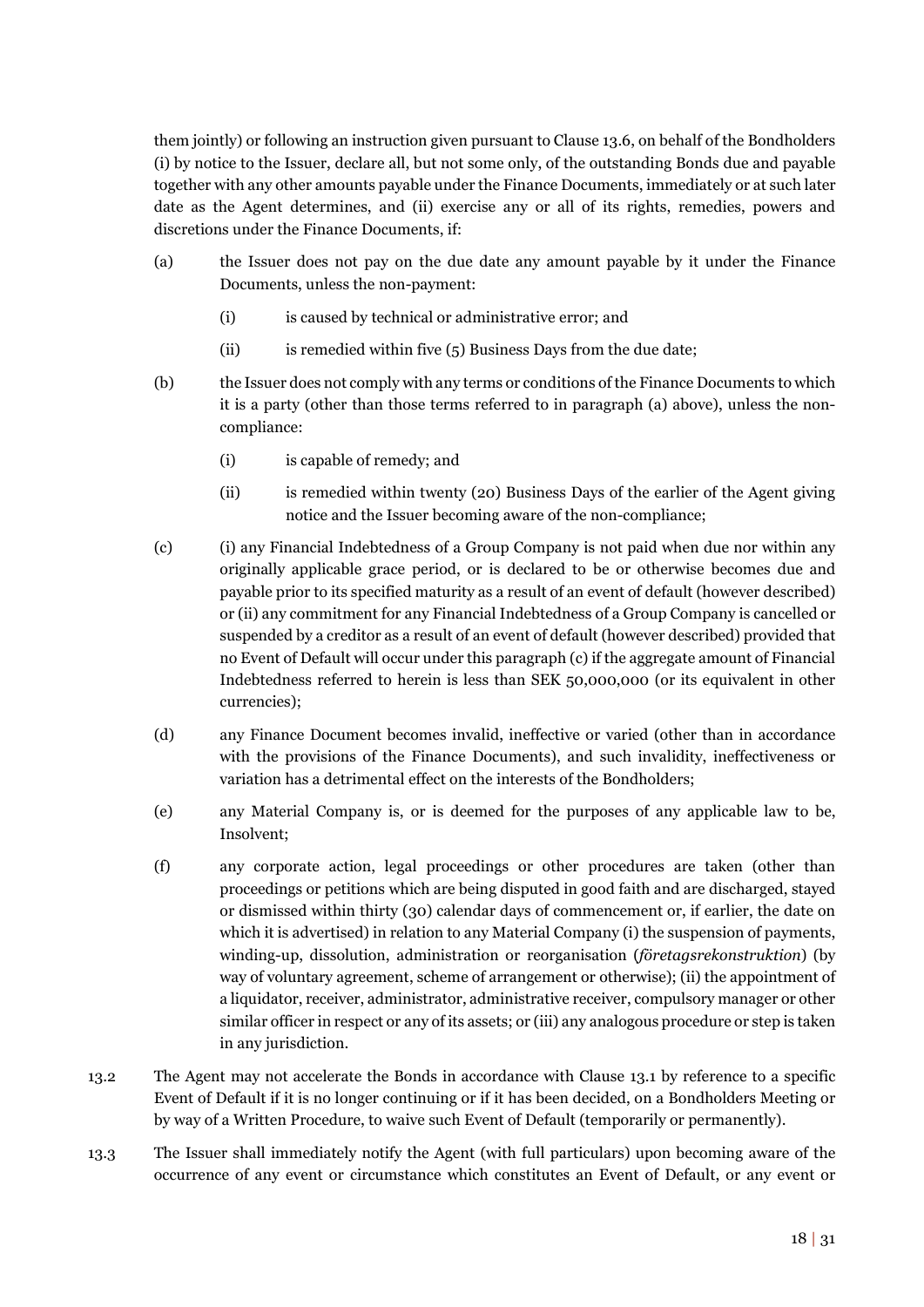them jointly) or following an instruction given pursuant to Clause 13.6, on behalf of the Bondholders (i) by notice to the Issuer, declare all, but not some only, of the outstanding Bonds due and payable together with any other amounts payable under the Finance Documents, immediately or at such later date as the Agent determines, and (ii) exercise any or all of its rights, remedies, powers and discretions under the Finance Documents, if:

(a) the Issuer does not pay on the due date any amount payable by it under the Finance Documents, unless the non-payment:

 (i) is caused by technical or administrative error; and

 (ii) is remedied within five (5) Business Days from the due date;

(b) the Issuer does not comply with any terms or conditions of the Finance Documents to which it is a party (other than those terms referred to in paragraph (a) above), unless the non-compliance:

 (i) is capable of remedy; and

 (ii) is remedied within twenty (20) Business Days of the earlier of the Agent giving notice and the Issuer becoming aware of the non-compliance;

(c) (i) any Financial Indebtedness of a Group Company is not paid when due nor within any originally applicable grace period, or is declared to be or otherwise becomes due and payable prior to its specified maturity as a result of an event of default (however described) or (ii) any commitment for any Financial Indebtedness of a Group Company is cancelled or suspended by a creditor as a result of an event of default (however described) provided that no Event of Default will occur under this paragraph (c) if the aggregate amount of Financial Indebtedness referred to herein is less than SEK 50,000,000 (or its equivalent in other currencies);

(d) any Finance Document becomes invalid, ineffective or varied (other than in accordance with the provisions of the Finance Documents), and such invalidity, ineffectiveness or variation has a detrimental effect on the interests of the Bondholders;

(e) any Material Company is, or is deemed for the purposes of any applicable law to be, Insolvent;

(f) any corporate action, legal proceedings or other procedures are taken (other than proceedings or petitions which are being disputed in good faith and are discharged, stayed or dismissed within thirty (30) calendar days of commencement or, if earlier, the date on which it is advertised) in relation to any Material Company (i) the suspension of payments, winding-up, dissolution, administration or reorganisation (*företagsrekonstruktion*) (by way of voluntary agreement, scheme of arrangement or otherwise); (ii) the appointment of a liquidator, receiver, administrator, administrative receiver, compulsory manager or other similar officer in respect or any of its assets; or (iii) any analogous procedure or step is taken in any jurisdiction.

13.2 The Agent may not accelerate the Bonds in accordance with Clause 13.1 by reference to a specific Event of Default if it is no longer continuing or if it has been decided, on a Bondholders Meeting or by way of a Written Procedure, to waive such Event of Default (temporarily or permanently).

13.3 The Issuer shall immediately notify the Agent (with full particulars) upon becoming aware of the occurrence of any event or circumstance which constitutes an Event of Default, or any event or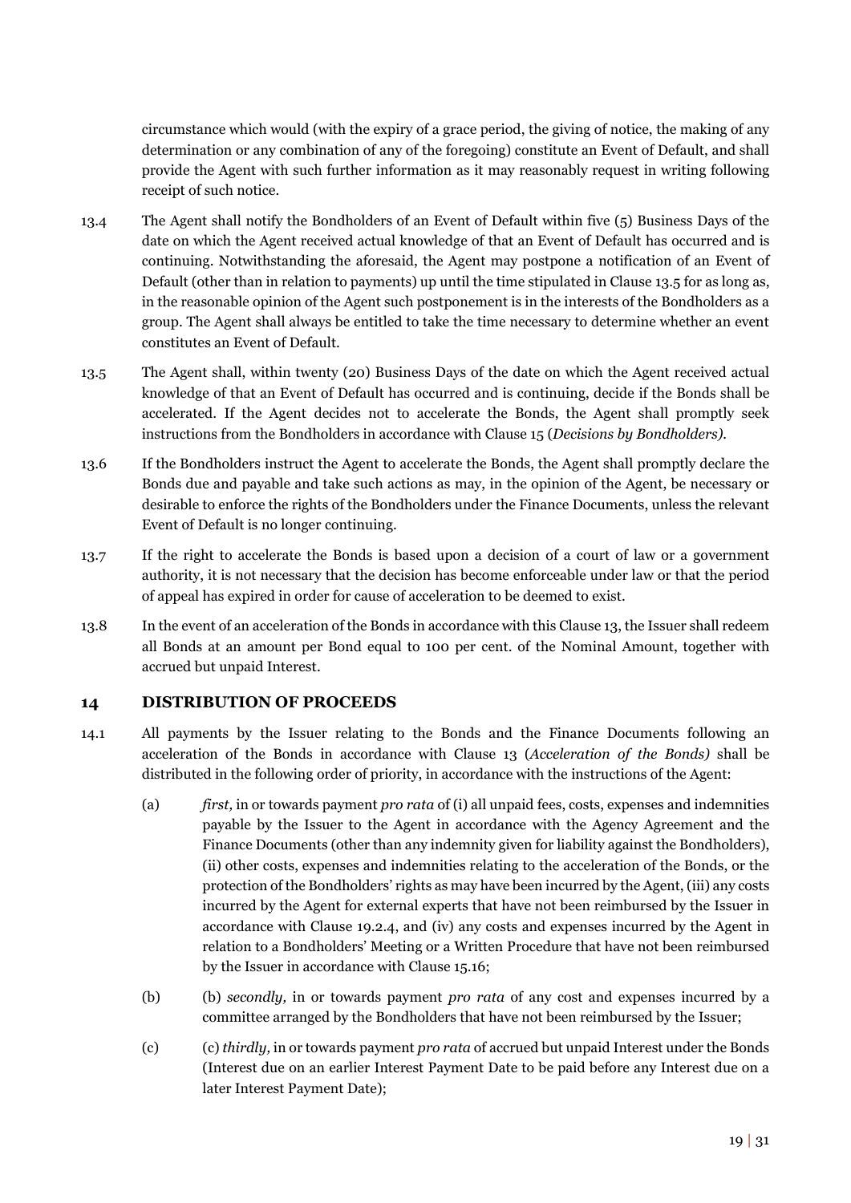circumstance which would (with the expiry of a grace period, the giving of notice, the making of any determination or any combination of any of the foregoing) constitute an Event of Default, and shall provide the Agent with such further information as it may reasonably request in writing following receipt of such notice.

13.4 The Agent shall notify the Bondholders of an Event of Default within five (5) Business Days of the date on which the Agent received actual knowledge of that an Event of Default has occurred and is continuing. Notwithstanding the aforesaid, the Agent may postpone a notification of an Event of Default (other than in relation to payments) up until the time stipulated in Clause 13.5 for as long as, in the reasonable opinion of the Agent such postponement is in the interests of the Bondholders as a group. The Agent shall always be entitled to take the time necessary to determine whether an event constitutes an Event of Default.

13.5 The Agent shall, within twenty (20) Business Days of the date on which the Agent received actual knowledge of that an Event of Default has occurred and is continuing, decide if the Bonds shall be accelerated. If the Agent decides not to accelerate the Bonds, the Agent shall promptly seek instructions from the Bondholders in accordance with Clause 15 (*Decisions by Bondholders).*

13.6 If the Bondholders instruct the Agent to accelerate the Bonds, the Agent shall promptly declare the Bonds due and payable and take such actions as may, in the opinion of the Agent, be necessary or desirable to enforce the rights of the Bondholders under the Finance Documents, unless the relevant Event of Default is no longer continuing.

13.7 If the right to accelerate the Bonds is based upon a decision of a court of law or a government authority, it is not necessary that the decision has become enforceable under law or that the period of appeal has expired in order for cause of acceleration to be deemed to exist.

13.8 In the event of an acceleration of the Bonds in accordance with this Clause 13, the Issuer shall redeem all Bonds at an amount per Bond equal to 100 per cent. of the Nominal Amount, together with accrued but unpaid Interest.

## 14 DISTRIBUTION OF PROCEEDS

14.1 All payments by the Issuer relating to the Bonds and the Finance Documents following an acceleration of the Bonds in accordance with Clause 13 (*Acceleration of the Bonds)* shall be distributed in the following order of priority, in accordance with the instructions of the Agent:

(a) *first,* in or towards payment *pro rata* of (i) all unpaid fees, costs, expenses and indemnities payable by the Issuer to the Agent in accordance with the Agency Agreement and the Finance Documents (other than any indemnity given for liability against the Bondholders), (ii) other costs, expenses and indemnities relating to the acceleration of the Bonds, or the protection of the Bondholders' rights as may have been incurred by the Agent, (iii) any costs incurred by the Agent for external experts that have not been reimbursed by the Issuer in accordance with Clause 19.2.4, and (iv) any costs and expenses incurred by the Agent in relation to a Bondholders' Meeting or a Written Procedure that have not been reimbursed by the Issuer in accordance with Clause 15.16;

(b) (b) *secondly,* in or towards payment *pro rata* of any cost and expenses incurred by a committee arranged by the Bondholders that have not been reimbursed by the Issuer;

(c) (c) *thirdly,* in or towards payment *pro rata* of accrued but unpaid Interest under the Bonds (Interest due on an earlier Interest Payment Date to be paid before any Interest due on a later Interest Payment Date);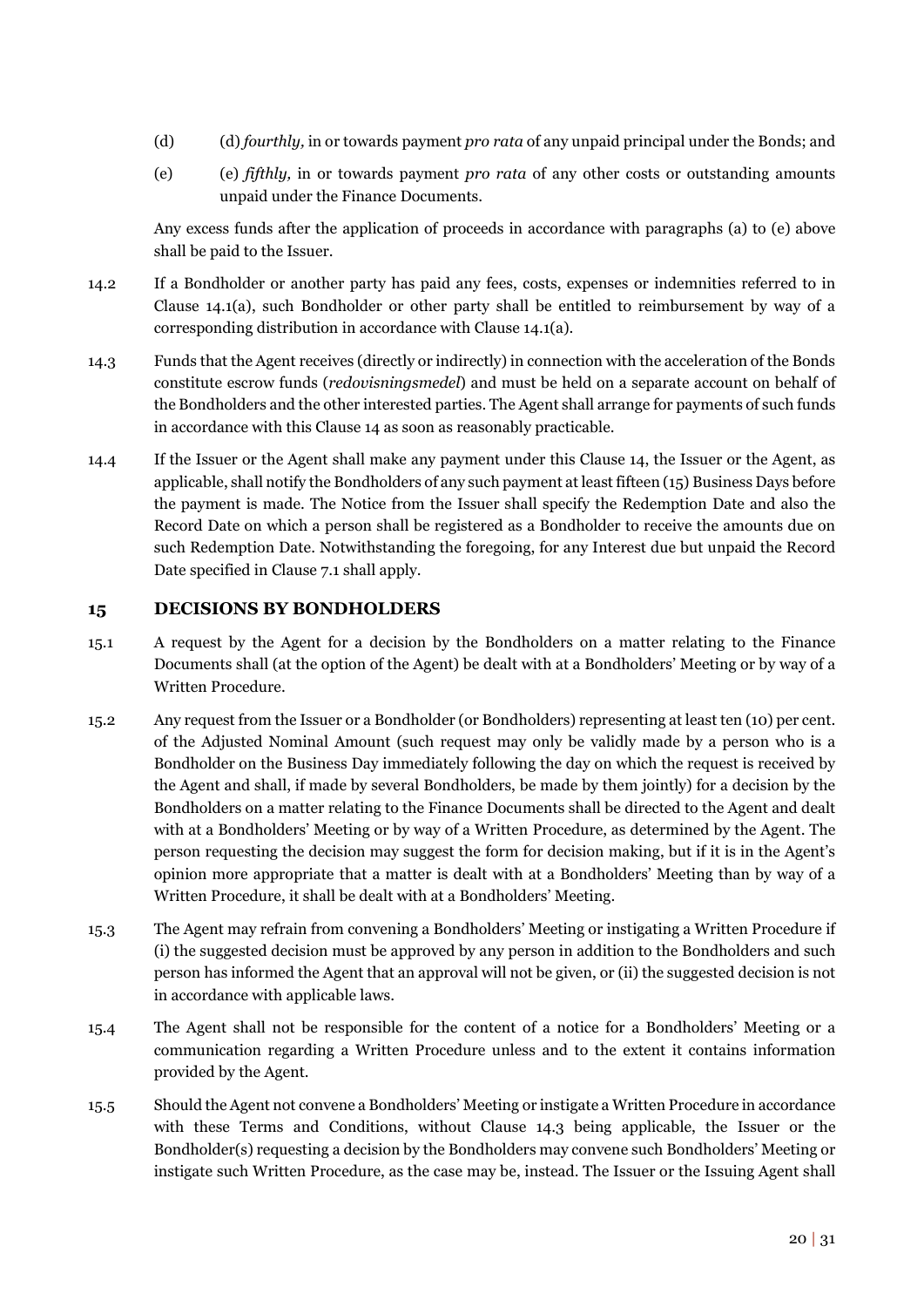(d) (d) *fourthly,* in or towards payment *pro rata* of any unpaid principal under the Bonds; and

(e) (e) *fifthly,* in or towards payment *pro rata* of any other costs or outstanding amounts unpaid under the Finance Documents.

Any excess funds after the application of proceeds in accordance with paragraphs (a) to (e) above shall be paid to the Issuer.

14.2 If a Bondholder or another party has paid any fees, costs, expenses or indemnities referred to in Clause 14.1(a), such Bondholder or other party shall be entitled to reimbursement by way of a corresponding distribution in accordance with Clause 14.1(a).

14.3 Funds that the Agent receives (directly or indirectly) in connection with the acceleration of the Bonds constitute escrow funds (*redovisningsmedel*) and must be held on a separate account on behalf of the Bondholders and the other interested parties. The Agent shall arrange for payments of such funds in accordance with this Clause 14 as soon as reasonably practicable.

14.4 If the Issuer or the Agent shall make any payment under this Clause 14, the Issuer or the Agent, as applicable, shall notify the Bondholders of any such payment at least fifteen (15) Business Days before the payment is made. The Notice from the Issuer shall specify the Redemption Date and also the Record Date on which a person shall be registered as a Bondholder to receive the amounts due on such Redemption Date. Notwithstanding the foregoing, for any Interest due but unpaid the Record Date specified in Clause 7.1 shall apply.

## 15 DECISIONS BY BONDHOLDERS

15.1 A request by the Agent for a decision by the Bondholders on a matter relating to the Finance Documents shall (at the option of the Agent) be dealt with at a Bondholders' Meeting or by way of a Written Procedure.

15.2 Any request from the Issuer or a Bondholder (or Bondholders) representing at least ten (10) per cent. of the Adjusted Nominal Amount (such request may only be validly made by a person who is a Bondholder on the Business Day immediately following the day on which the request is received by the Agent and shall, if made by several Bondholders, be made by them jointly) for a decision by the Bondholders on a matter relating to the Finance Documents shall be directed to the Agent and dealt with at a Bondholders' Meeting or by way of a Written Procedure, as determined by the Agent. The person requesting the decision may suggest the form for decision making, but if it is in the Agent's opinion more appropriate that a matter is dealt with at a Bondholders' Meeting than by way of a Written Procedure, it shall be dealt with at a Bondholders' Meeting.

15.3 The Agent may refrain from convening a Bondholders' Meeting or instigating a Written Procedure if (i) the suggested decision must be approved by any person in addition to the Bondholders and such person has informed the Agent that an approval will not be given, or (ii) the suggested decision is not in accordance with applicable laws.

15.4 The Agent shall not be responsible for the content of a notice for a Bondholders' Meeting or a communication regarding a Written Procedure unless and to the extent it contains information provided by the Agent.

15.5 Should the Agent not convene a Bondholders' Meeting or instigate a Written Procedure in accordance with these Terms and Conditions, without Clause 14.3 being applicable, the Issuer or the Bondholder(s) requesting a decision by the Bondholders may convene such Bondholders' Meeting or instigate such Written Procedure, as the case may be, instead. The Issuer or the Issuing Agent shall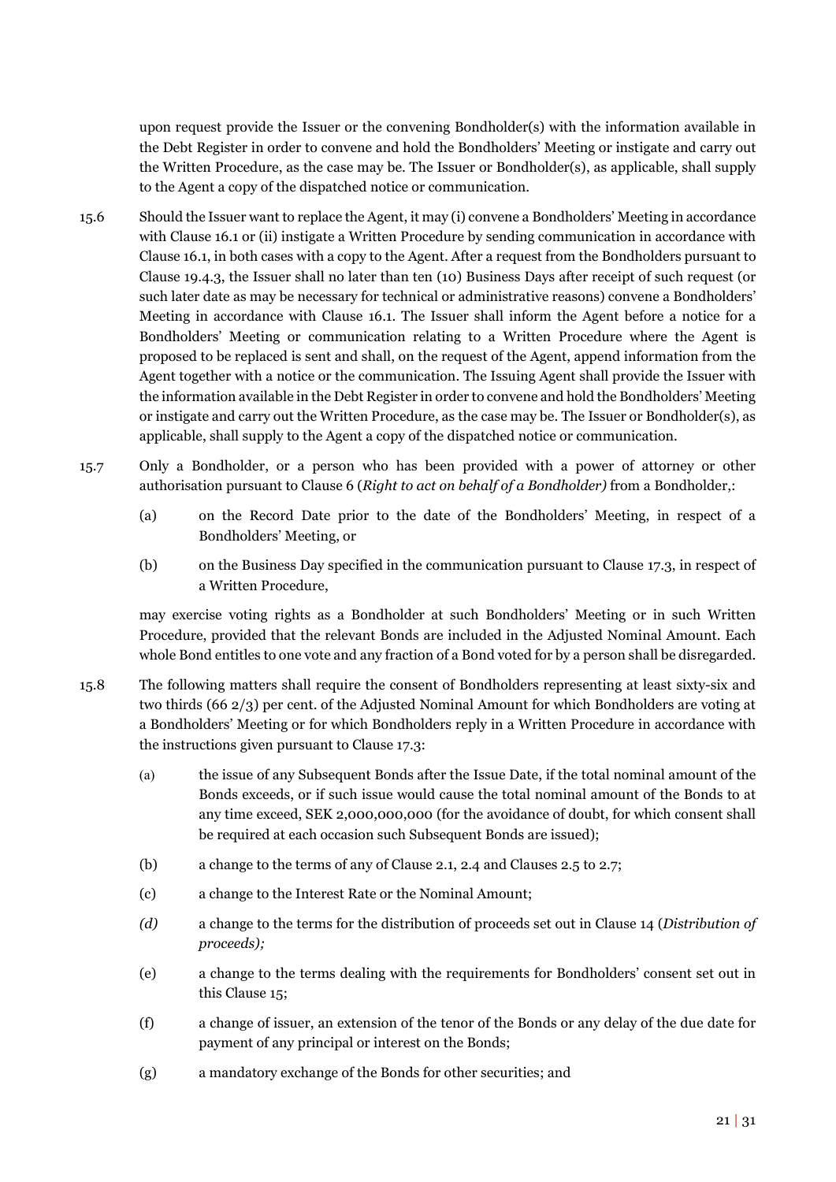upon request provide the Issuer or the convening Bondholder(s) with the information available in the Debt Register in order to convene and hold the Bondholders' Meeting or instigate and carry out the Written Procedure, as the case may be. The Issuer or Bondholder(s), as applicable, shall supply to the Agent a copy of the dispatched notice or communication.

15.6 Should the Issuer want to replace the Agent, it may (i) convene a Bondholders' Meeting in accordance with Clause 16.1 or (ii) instigate a Written Procedure by sending communication in accordance with Clause 16.1, in both cases with a copy to the Agent. After a request from the Bondholders pursuant to Clause 19.4.3, the Issuer shall no later than ten (10) Business Days after receipt of such request (or such later date as may be necessary for technical or administrative reasons) convene a Bondholders' Meeting in accordance with Clause 16.1. The Issuer shall inform the Agent before a notice for a Bondholders' Meeting or communication relating to a Written Procedure where the Agent is proposed to be replaced is sent and shall, on the request of the Agent, append information from the Agent together with a notice or the communication. The Issuing Agent shall provide the Issuer with the information available in the Debt Register in order to convene and hold the Bondholders' Meeting or instigate and carry out the Written Procedure, as the case may be. The Issuer or Bondholder(s), as applicable, shall supply to the Agent a copy of the dispatched notice or communication.

15.7 Only a Bondholder, or a person who has been provided with a power of attorney or other authorisation pursuant to Clause 6 (*Right to act on behalf of a Bondholder)* from a Bondholder,:

(a) on the Record Date prior to the date of the Bondholders' Meeting, in respect of a Bondholders' Meeting, or

(b) on the Business Day specified in the communication pursuant to Clause 17.3, in respect of a Written Procedure,

may exercise voting rights as a Bondholder at such Bondholders' Meeting or in such Written Procedure, provided that the relevant Bonds are included in the Adjusted Nominal Amount. Each whole Bond entitles to one vote and any fraction of a Bond voted for by a person shall be disregarded.

15.8 The following matters shall require the consent of Bondholders representing at least sixty-six and two thirds (66 2/3) per cent. of the Adjusted Nominal Amount for which Bondholders are voting at a Bondholders' Meeting or for which Bondholders reply in a Written Procedure in accordance with the instructions given pursuant to Clause 17.3:

(a) the issue of any Subsequent Bonds after the Issue Date, if the total nominal amount of the Bonds exceeds, or if such issue would cause the total nominal amount of the Bonds to at any time exceed, SEK 2,000,000,000 (for the avoidance of doubt, for which consent shall be required at each occasion such Subsequent Bonds are issued);

(b) a change to the terms of any of Clause 2.1, 2.4 and Clauses 2.5 to 2.7;

(c) a change to the Interest Rate or the Nominal Amount;

*(d)* a change to the terms for the distribution of proceeds set out in Clause 14 (*Distribution of proceeds);*

(e) a change to the terms dealing with the requirements for Bondholders' consent set out in this Clause 15;

(f) a change of issuer, an extension of the tenor of the Bonds or any delay of the due date for payment of any principal or interest on the Bonds;

(g) a mandatory exchange of the Bonds for other securities; and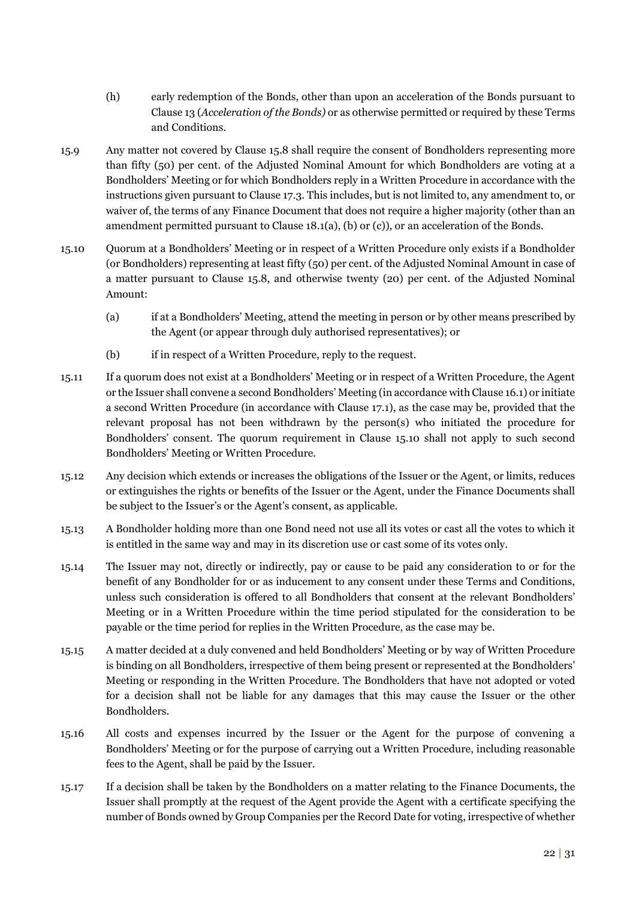(h) early redemption of the Bonds, other than upon an acceleration of the Bonds pursuant to Clause 13 (*Acceleration of the Bonds)* or as otherwise permitted or required by these Terms and Conditions.

15.9 Any matter not covered by Clause 15.8 shall require the consent of Bondholders representing more than fifty (50) per cent. of the Adjusted Nominal Amount for which Bondholders are voting at a Bondholders' Meeting or for which Bondholders reply in a Written Procedure in accordance with the instructions given pursuant to Clause 17.3. This includes, but is not limited to, any amendment to, or waiver of, the terms of any Finance Document that does not require a higher majority (other than an amendment permitted pursuant to Clause 18.1(a), (b) or (c)), or an acceleration of the Bonds.

15.10 Quorum at a Bondholders' Meeting or in respect of a Written Procedure only exists if a Bondholder (or Bondholders) representing at least fifty (50) per cent. of the Adjusted Nominal Amount in case of a matter pursuant to Clause 15.8, and otherwise twenty (20) per cent. of the Adjusted Nominal Amount:

(a) if at a Bondholders' Meeting, attend the meeting in person or by other means prescribed by the Agent (or appear through duly authorised representatives); or

(b) if in respect of a Written Procedure, reply to the request.

15.11 If a quorum does not exist at a Bondholders' Meeting or in respect of a Written Procedure, the Agent or the Issuer shall convene a second Bondholders' Meeting (in accordance with Clause 16.1) or initiate a second Written Procedure (in accordance with Clause 17.1), as the case may be, provided that the relevant proposal has not been withdrawn by the person(s) who initiated the procedure for Bondholders' consent. The quorum requirement in Clause 15.10 shall not apply to such second Bondholders' Meeting or Written Procedure.

15.12 Any decision which extends or increases the obligations of the Issuer or the Agent, or limits, reduces or extinguishes the rights or benefits of the Issuer or the Agent, under the Finance Documents shall be subject to the Issuer's or the Agent's consent, as applicable.

15.13 A Bondholder holding more than one Bond need not use all its votes or cast all the votes to which it is entitled in the same way and may in its discretion use or cast some of its votes only.

15.14 The Issuer may not, directly or indirectly, pay or cause to be paid any consideration to or for the benefit of any Bondholder for or as inducement to any consent under these Terms and Conditions, unless such consideration is offered to all Bondholders that consent at the relevant Bondholders' Meeting or in a Written Procedure within the time period stipulated for the consideration to be payable or the time period for replies in the Written Procedure, as the case may be.

15.15 A matter decided at a duly convened and held Bondholders' Meeting or by way of Written Procedure is binding on all Bondholders, irrespective of them being present or represented at the Bondholders' Meeting or responding in the Written Procedure. The Bondholders that have not adopted or voted for a decision shall not be liable for any damages that this may cause the Issuer or the other Bondholders.

15.16 All costs and expenses incurred by the Issuer or the Agent for the purpose of convening a Bondholders' Meeting or for the purpose of carrying out a Written Procedure, including reasonable fees to the Agent, shall be paid by the Issuer.

15.17 If a decision shall be taken by the Bondholders on a matter relating to the Finance Documents, the Issuer shall promptly at the request of the Agent provide the Agent with a certificate specifying the number of Bonds owned by Group Companies per the Record Date for voting, irrespective of whether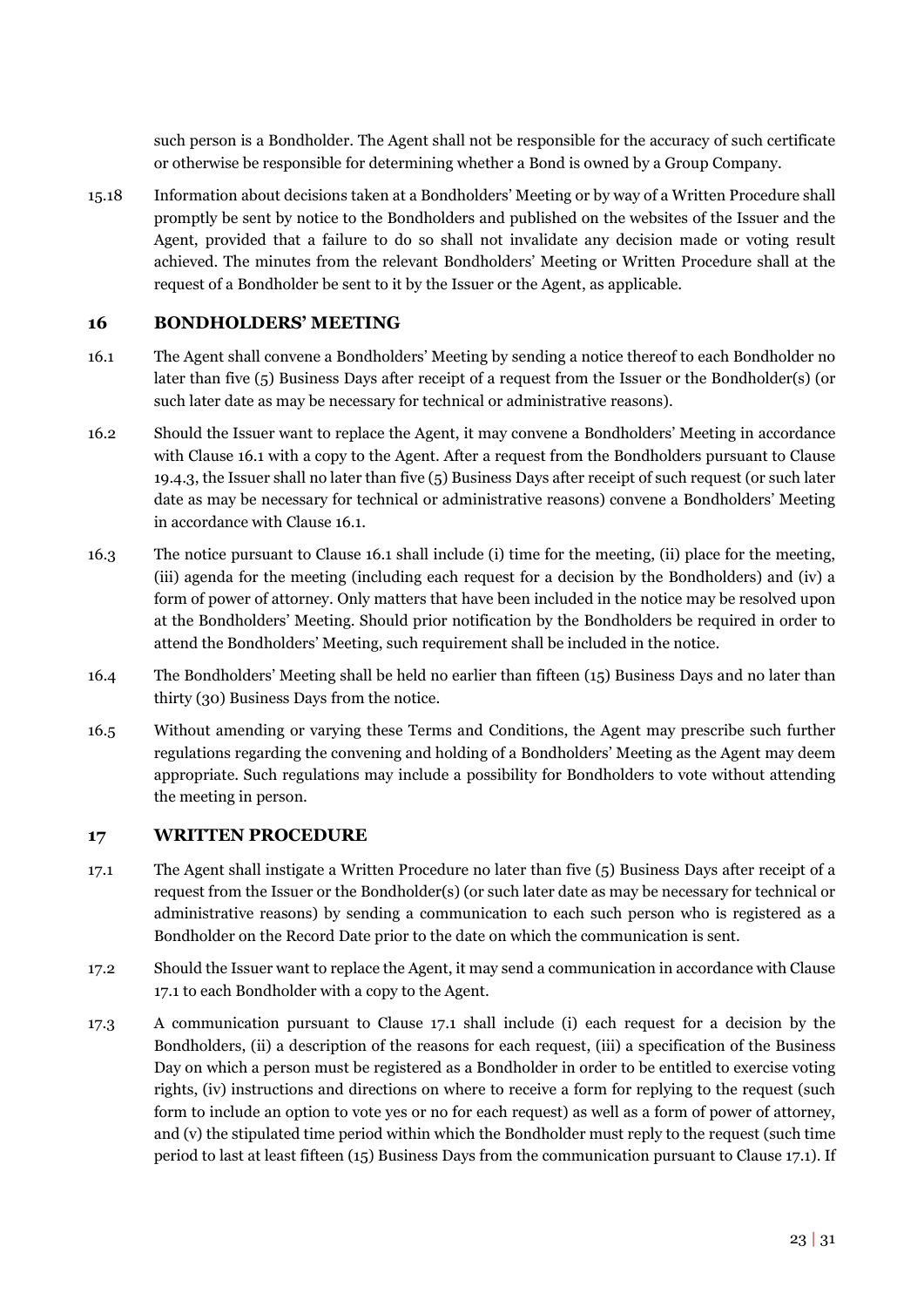such person is a Bondholder. The Agent shall not be responsible for the accuracy of such certificate or otherwise be responsible for determining whether a Bond is owned by a Group Company.

15.18 Information about decisions taken at a Bondholders' Meeting or by way of a Written Procedure shall promptly be sent by notice to the Bondholders and published on the websites of the Issuer and the Agent, provided that a failure to do so shall not invalidate any decision made or voting result achieved. The minutes from the relevant Bondholders' Meeting or Written Procedure shall at the request of a Bondholder be sent to it by the Issuer or the Agent, as applicable.

## 16 BONDHOLDERS' MEETING

16.1 The Agent shall convene a Bondholders' Meeting by sending a notice thereof to each Bondholder no later than five (5) Business Days after receipt of a request from the Issuer or the Bondholder(s) (or such later date as may be necessary for technical or administrative reasons).

16.2 Should the Issuer want to replace the Agent, it may convene a Bondholders' Meeting in accordance with Clause 16.1 with a copy to the Agent. After a request from the Bondholders pursuant to Clause 19.4.3, the Issuer shall no later than five (5) Business Days after receipt of such request (or such later date as may be necessary for technical or administrative reasons) convene a Bondholders' Meeting in accordance with Clause 16.1.

16.3 The notice pursuant to Clause 16.1 shall include (i) time for the meeting, (ii) place for the meeting, (iii) agenda for the meeting (including each request for a decision by the Bondholders) and (iv) a form of power of attorney. Only matters that have been included in the notice may be resolved upon at the Bondholders' Meeting. Should prior notification by the Bondholders be required in order to attend the Bondholders' Meeting, such requirement shall be included in the notice.

16.4 The Bondholders' Meeting shall be held no earlier than fifteen (15) Business Days and no later than thirty (30) Business Days from the notice.

16.5 Without amending or varying these Terms and Conditions, the Agent may prescribe such further regulations regarding the convening and holding of a Bondholders' Meeting as the Agent may deem appropriate. Such regulations may include a possibility for Bondholders to vote without attending the meeting in person.

## 17 WRITTEN PROCEDURE

17.1 The Agent shall instigate a Written Procedure no later than five (5) Business Days after receipt of a request from the Issuer or the Bondholder(s) (or such later date as may be necessary for technical or administrative reasons) by sending a communication to each such person who is registered as a Bondholder on the Record Date prior to the date on which the communication is sent.

17.2 Should the Issuer want to replace the Agent, it may send a communication in accordance with Clause 17.1 to each Bondholder with a copy to the Agent.

17.3 A communication pursuant to Clause 17.1 shall include (i) each request for a decision by the Bondholders, (ii) a description of the reasons for each request, (iii) a specification of the Business Day on which a person must be registered as a Bondholder in order to be entitled to exercise voting rights, (iv) instructions and directions on where to receive a form for replying to the request (such form to include an option to vote yes or no for each request) as well as a form of power of attorney, and (v) the stipulated time period within which the Bondholder must reply to the request (such time period to last at least fifteen (15) Business Days from the communication pursuant to Clause 17.1). If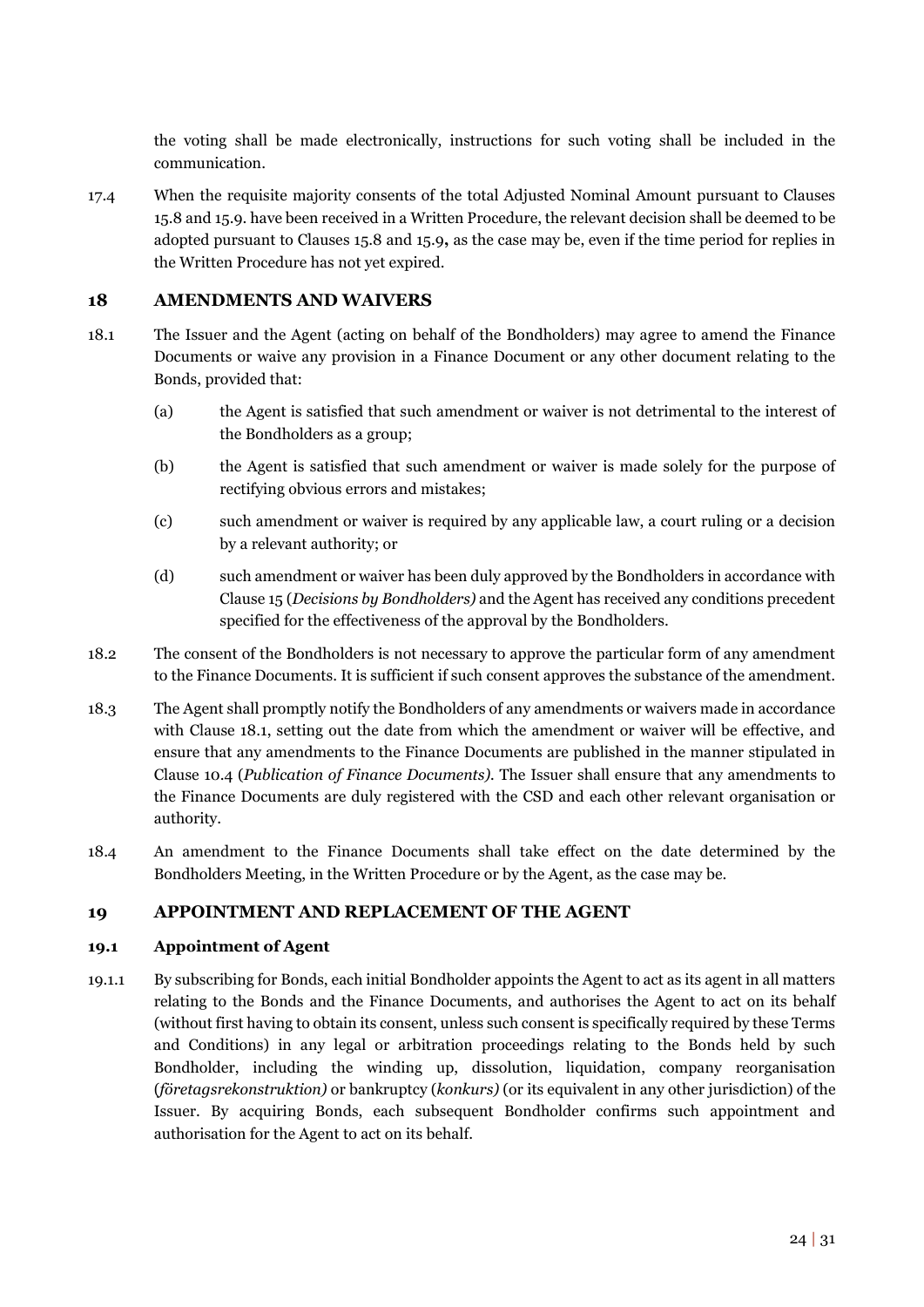the voting shall be made electronically, instructions for such voting shall be included in the communication.

17.4 When the requisite majority consents of the total Adjusted Nominal Amount pursuant to Clauses 15.8 and 15.9. have been received in a Written Procedure, the relevant decision shall be deemed to be adopted pursuant to Clauses 15.8 and 15.9**,** as the case may be, even if the time period for replies in the Written Procedure has not yet expired.

## 18 AMENDMENTS AND WAIVERS

18.1 The Issuer and the Agent (acting on behalf of the Bondholders) may agree to amend the Finance Documents or waive any provision in a Finance Document or any other document relating to the Bonds, provided that:

(a) the Agent is satisfied that such amendment or waiver is not detrimental to the interest of the Bondholders as a group;

(b) the Agent is satisfied that such amendment or waiver is made solely for the purpose of rectifying obvious errors and mistakes;

(c) such amendment or waiver is required by any applicable law, a court ruling or a decision by a relevant authority; or

(d) such amendment or waiver has been duly approved by the Bondholders in accordance with Clause 15 (*Decisions by Bondholders)* and the Agent has received any conditions precedent specified for the effectiveness of the approval by the Bondholders.

18.2 The consent of the Bondholders is not necessary to approve the particular form of any amendment to the Finance Documents. It is sufficient if such consent approves the substance of the amendment.

18.3 The Agent shall promptly notify the Bondholders of any amendments or waivers made in accordance with Clause 18.1, setting out the date from which the amendment or waiver will be effective, and ensure that any amendments to the Finance Documents are published in the manner stipulated in Clause 10.4 (*Publication of Finance Documents).* The Issuer shall ensure that any amendments to the Finance Documents are duly registered with the CSD and each other relevant organisation or authority.

18.4 An amendment to the Finance Documents shall take effect on the date determined by the Bondholders Meeting, in the Written Procedure or by the Agent, as the case may be.

## 19 APPOINTMENT AND REPLACEMENT OF THE AGENT

### 19.1 Appointment of Agent

19.1.1 By subscribing for Bonds, each initial Bondholder appoints the Agent to act as its agent in all matters relating to the Bonds and the Finance Documents, and authorises the Agent to act on its behalf (without first having to obtain its consent, unless such consent is specifically required by these Terms and Conditions) in any legal or arbitration proceedings relating to the Bonds held by such Bondholder, including the winding up, dissolution, liquidation, company reorganisation (*företagsrekonstruktion)* or bankruptcy (*konkurs)* (or its equivalent in any other jurisdiction) of the Issuer. By acquiring Bonds, each subsequent Bondholder confirms such appointment and authorisation for the Agent to act on its behalf.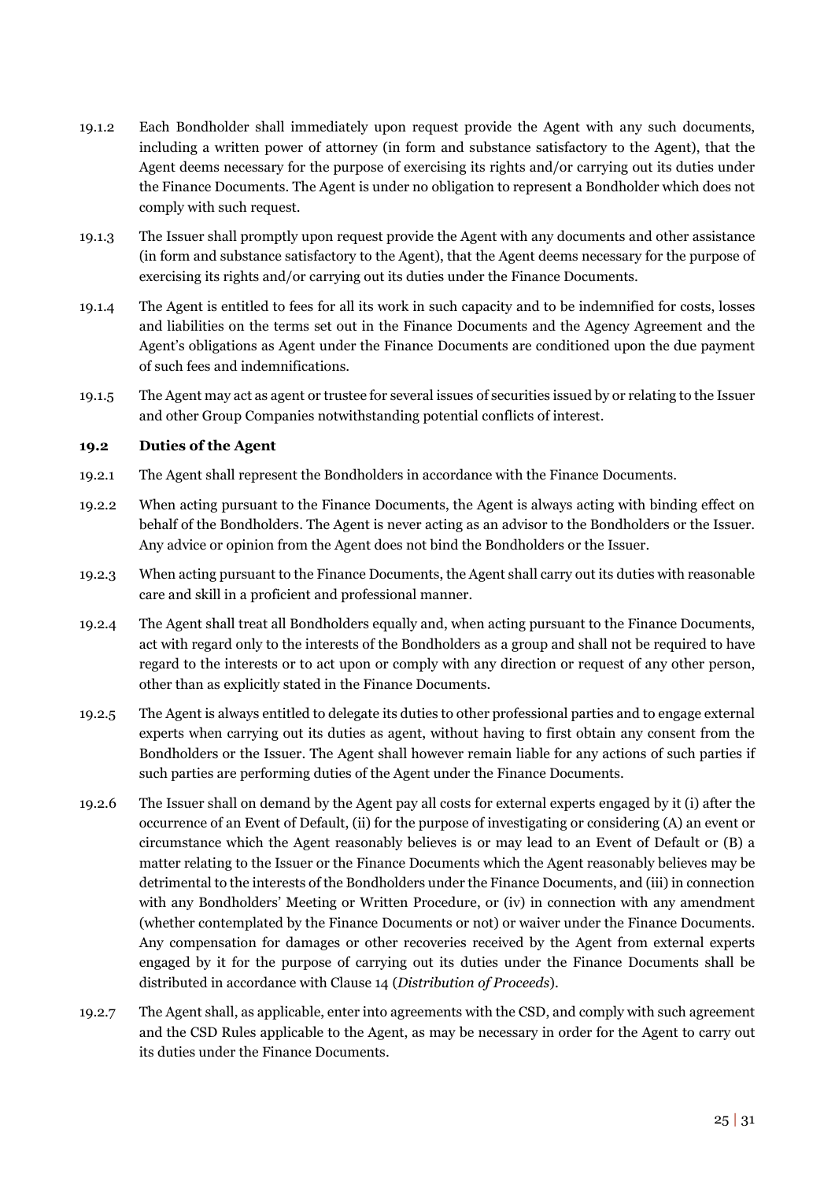19.1.2 Each Bondholder shall immediately upon request provide the Agent with any such documents, including a written power of attorney (in form and substance satisfactory to the Agent), that the Agent deems necessary for the purpose of exercising its rights and/or carrying out its duties under the Finance Documents. The Agent is under no obligation to represent a Bondholder which does not comply with such request.

19.1.3 The Issuer shall promptly upon request provide the Agent with any documents and other assistance (in form and substance satisfactory to the Agent), that the Agent deems necessary for the purpose of exercising its rights and/or carrying out its duties under the Finance Documents.

19.1.4 The Agent is entitled to fees for all its work in such capacity and to be indemnified for costs, losses and liabilities on the terms set out in the Finance Documents and the Agency Agreement and the Agent's obligations as Agent under the Finance Documents are conditioned upon the due payment of such fees and indemnifications.

19.1.5 The Agent may act as agent or trustee for several issues of securities issued by or relating to the Issuer and other Group Companies notwithstanding potential conflicts of interest.

**19.2 Duties of the Agent**

19.2.1 The Agent shall represent the Bondholders in accordance with the Finance Documents.

19.2.2 When acting pursuant to the Finance Documents, the Agent is always acting with binding effect on behalf of the Bondholders. The Agent is never acting as an advisor to the Bondholders or the Issuer. Any advice or opinion from the Agent does not bind the Bondholders or the Issuer.

19.2.3 When acting pursuant to the Finance Documents, the Agent shall carry out its duties with reasonable care and skill in a proficient and professional manner.

19.2.4 The Agent shall treat all Bondholders equally and, when acting pursuant to the Finance Documents, act with regard only to the interests of the Bondholders as a group and shall not be required to have regard to the interests or to act upon or comply with any direction or request of any other person, other than as explicitly stated in the Finance Documents.

19.2.5 The Agent is always entitled to delegate its duties to other professional parties and to engage external experts when carrying out its duties as agent, without having to first obtain any consent from the Bondholders or the Issuer. The Agent shall however remain liable for any actions of such parties if such parties are performing duties of the Agent under the Finance Documents.

19.2.6 The Issuer shall on demand by the Agent pay all costs for external experts engaged by it (i) after the occurrence of an Event of Default, (ii) for the purpose of investigating or considering (A) an event or circumstance which the Agent reasonably believes is or may lead to an Event of Default or (B) a matter relating to the Issuer or the Finance Documents which the Agent reasonably believes may be detrimental to the interests of the Bondholders under the Finance Documents, and (iii) in connection with any Bondholders' Meeting or Written Procedure, or (iv) in connection with any amendment (whether contemplated by the Finance Documents or not) or waiver under the Finance Documents. Any compensation for damages or other recoveries received by the Agent from external experts engaged by it for the purpose of carrying out its duties under the Finance Documents shall be distributed in accordance with Clause 14 (*Distribution of Proceeds*).

19.2.7 The Agent shall, as applicable, enter into agreements with the CSD, and comply with such agreement and the CSD Rules applicable to the Agent, as may be necessary in order for the Agent to carry out its duties under the Finance Documents.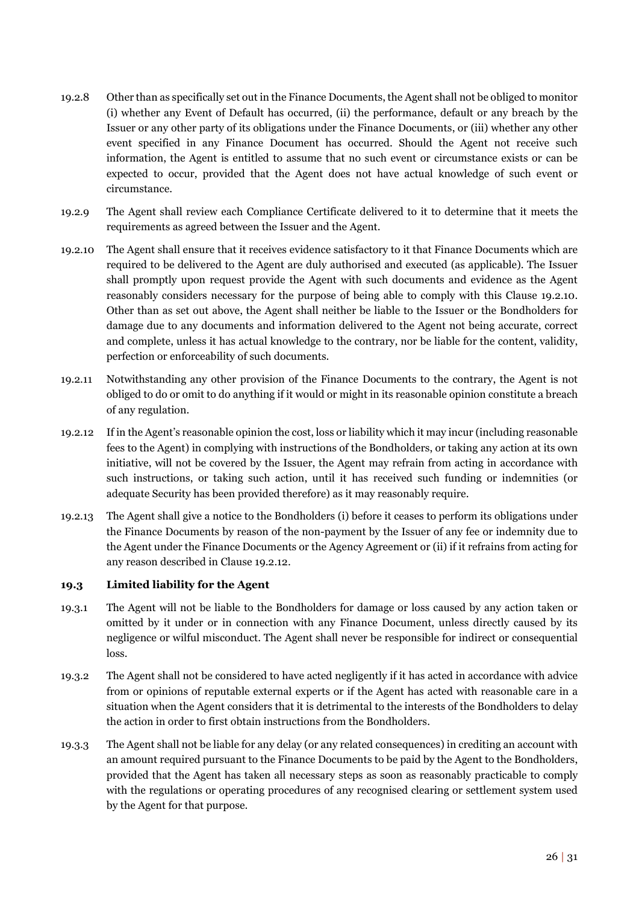19.2.8 Other than as specifically set out in the Finance Documents, the Agent shall not be obliged to monitor (i) whether any Event of Default has occurred, (ii) the performance, default or any breach by the Issuer or any other party of its obligations under the Finance Documents, or (iii) whether any other event specified in any Finance Document has occurred. Should the Agent not receive such information, the Agent is entitled to assume that no such event or circumstance exists or can be expected to occur, provided that the Agent does not have actual knowledge of such event or circumstance.

19.2.9 The Agent shall review each Compliance Certificate delivered to it to determine that it meets the requirements as agreed between the Issuer and the Agent.

19.2.10 The Agent shall ensure that it receives evidence satisfactory to it that Finance Documents which are required to be delivered to the Agent are duly authorised and executed (as applicable). The Issuer shall promptly upon request provide the Agent with such documents and evidence as the Agent reasonably considers necessary for the purpose of being able to comply with this Clause 19.2.10. Other than as set out above, the Agent shall neither be liable to the Issuer or the Bondholders for damage due to any documents and information delivered to the Agent not being accurate, correct and complete, unless it has actual knowledge to the contrary, nor be liable for the content, validity, perfection or enforceability of such documents.

19.2.11 Notwithstanding any other provision of the Finance Documents to the contrary, the Agent is not obliged to do or omit to do anything if it would or might in its reasonable opinion constitute a breach of any regulation.

19.2.12 If in the Agent's reasonable opinion the cost, loss or liability which it may incur (including reasonable fees to the Agent) in complying with instructions of the Bondholders, or taking any action at its own initiative, will not be covered by the Issuer, the Agent may refrain from acting in accordance with such instructions, or taking such action, until it has received such funding or indemnities (or adequate Security has been provided therefore) as it may reasonably require.

19.2.13 The Agent shall give a notice to the Bondholders (i) before it ceases to perform its obligations under the Finance Documents by reason of the non-payment by the Issuer of any fee or indemnity due to the Agent under the Finance Documents or the Agency Agreement or (ii) if it refrains from acting for any reason described in Clause 19.2.12.

### 19.3 Limited liability for the Agent

19.3.1 The Agent will not be liable to the Bondholders for damage or loss caused by any action taken or omitted by it under or in connection with any Finance Document, unless directly caused by its negligence or wilful misconduct. The Agent shall never be responsible for indirect or consequential loss.

19.3.2 The Agent shall not be considered to have acted negligently if it has acted in accordance with advice from or opinions of reputable external experts or if the Agent has acted with reasonable care in a situation when the Agent considers that it is detrimental to the interests of the Bondholders to delay the action in order to first obtain instructions from the Bondholders.

19.3.3 The Agent shall not be liable for any delay (or any related consequences) in crediting an account with an amount required pursuant to the Finance Documents to be paid by the Agent to the Bondholders, provided that the Agent has taken all necessary steps as soon as reasonably practicable to comply with the regulations or operating procedures of any recognised clearing or settlement system used by the Agent for that purpose.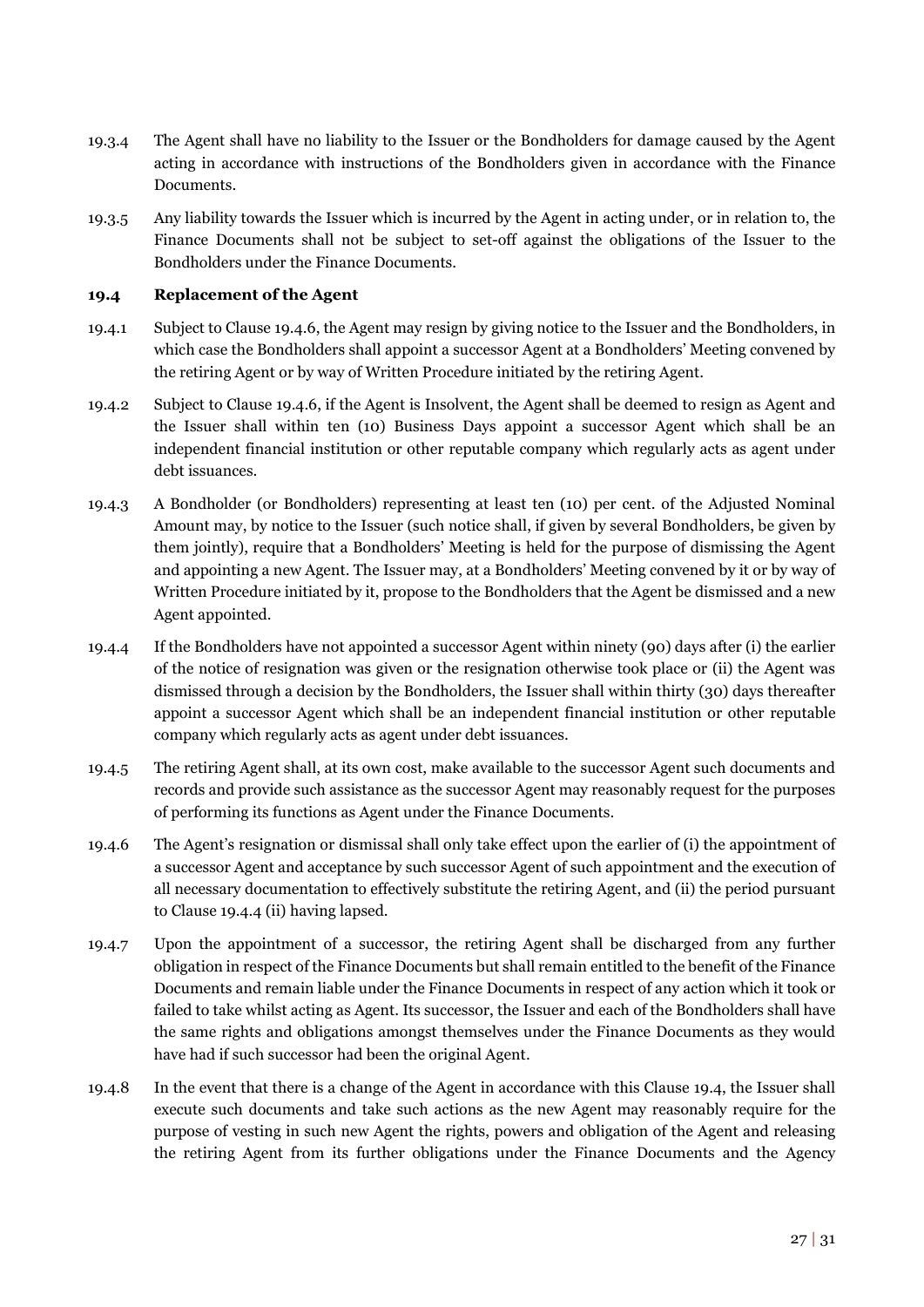19.3.4 The Agent shall have no liability to the Issuer or the Bondholders for damage caused by the Agent acting in accordance with instructions of the Bondholders given in accordance with the Finance Documents.

19.3.5 Any liability towards the Issuer which is incurred by the Agent in acting under, or in relation to, the Finance Documents shall not be subject to set-off against the obligations of the Issuer to the Bondholders under the Finance Documents.

### 19.4 Replacement of the Agent

19.4.1 Subject to Clause 19.4.6, the Agent may resign by giving notice to the Issuer and the Bondholders, in which case the Bondholders shall appoint a successor Agent at a Bondholders' Meeting convened by the retiring Agent or by way of Written Procedure initiated by the retiring Agent.

19.4.2 Subject to Clause 19.4.6, if the Agent is Insolvent, the Agent shall be deemed to resign as Agent and the Issuer shall within ten (10) Business Days appoint a successor Agent which shall be an independent financial institution or other reputable company which regularly acts as agent under debt issuances.

19.4.3 A Bondholder (or Bondholders) representing at least ten (10) per cent. of the Adjusted Nominal Amount may, by notice to the Issuer (such notice shall, if given by several Bondholders, be given by them jointly), require that a Bondholders' Meeting is held for the purpose of dismissing the Agent and appointing a new Agent. The Issuer may, at a Bondholders' Meeting convened by it or by way of Written Procedure initiated by it, propose to the Bondholders that the Agent be dismissed and a new Agent appointed.

19.4.4 If the Bondholders have not appointed a successor Agent within ninety (90) days after (i) the earlier of the notice of resignation was given or the resignation otherwise took place or (ii) the Agent was dismissed through a decision by the Bondholders, the Issuer shall within thirty (30) days thereafter appoint a successor Agent which shall be an independent financial institution or other reputable company which regularly acts as agent under debt issuances.

19.4.5 The retiring Agent shall, at its own cost, make available to the successor Agent such documents and records and provide such assistance as the successor Agent may reasonably request for the purposes of performing its functions as Agent under the Finance Documents.

19.4.6 The Agent's resignation or dismissal shall only take effect upon the earlier of (i) the appointment of a successor Agent and acceptance by such successor Agent of such appointment and the execution of all necessary documentation to effectively substitute the retiring Agent, and (ii) the period pursuant to Clause 19.4.4 (ii) having lapsed.

19.4.7 Upon the appointment of a successor, the retiring Agent shall be discharged from any further obligation in respect of the Finance Documents but shall remain entitled to the benefit of the Finance Documents and remain liable under the Finance Documents in respect of any action which it took or failed to take whilst acting as Agent. Its successor, the Issuer and each of the Bondholders shall have the same rights and obligations amongst themselves under the Finance Documents as they would have had if such successor had been the original Agent.

19.4.8 In the event that there is a change of the Agent in accordance with this Clause 19.4, the Issuer shall execute such documents and take such actions as the new Agent may reasonably require for the purpose of vesting in such new Agent the rights, powers and obligation of the Agent and releasing the retiring Agent from its further obligations under the Finance Documents and the Agency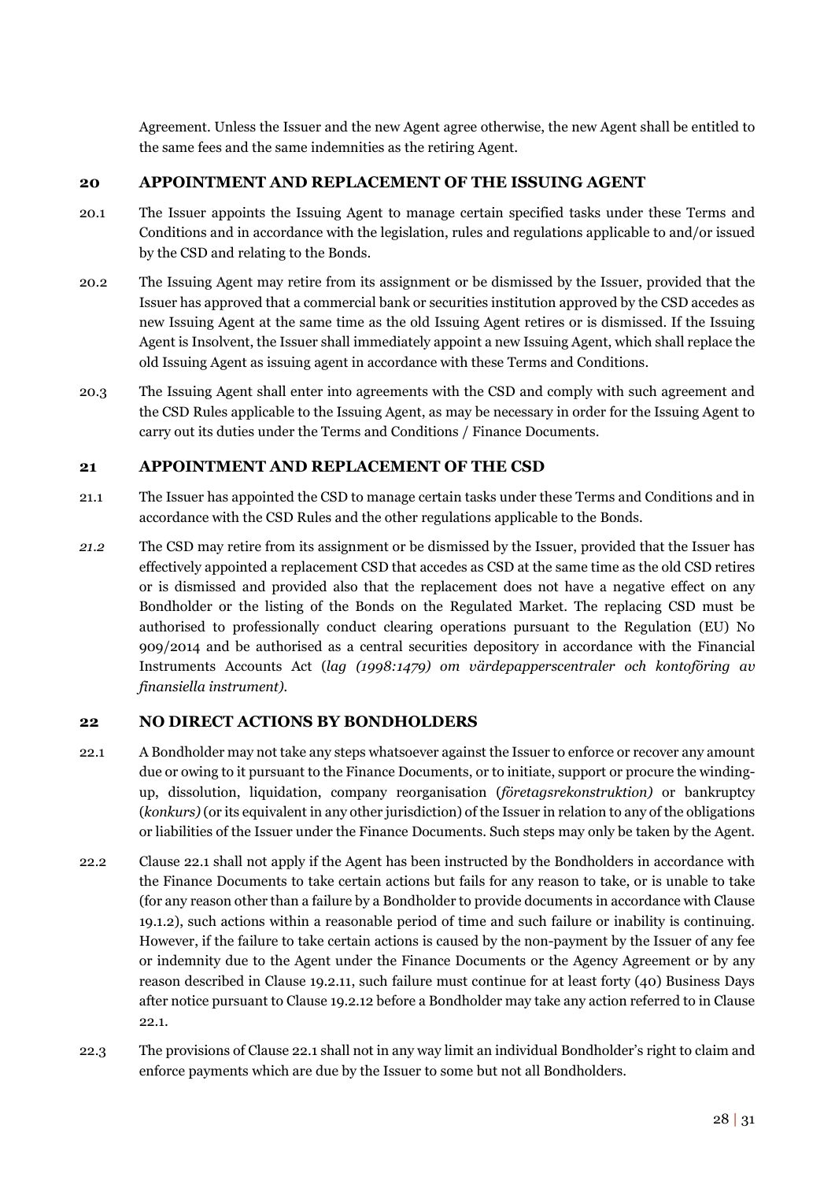Agreement. Unless the Issuer and the new Agent agree otherwise, the new Agent shall be entitled to the same fees and the same indemnities as the retiring Agent.

## 20 APPOINTMENT AND REPLACEMENT OF THE ISSUING AGENT

20.1 The Issuer appoints the Issuing Agent to manage certain specified tasks under these Terms and Conditions and in accordance with the legislation, rules and regulations applicable to and/or issued by the CSD and relating to the Bonds.

20.2 The Issuing Agent may retire from its assignment or be dismissed by the Issuer, provided that the Issuer has approved that a commercial bank or securities institution approved by the CSD accedes as new Issuing Agent at the same time as the old Issuing Agent retires or is dismissed. If the Issuing Agent is Insolvent, the Issuer shall immediately appoint a new Issuing Agent, which shall replace the old Issuing Agent as issuing agent in accordance with these Terms and Conditions.

20.3 The Issuing Agent shall enter into agreements with the CSD and comply with such agreement and the CSD Rules applicable to the Issuing Agent, as may be necessary in order for the Issuing Agent to carry out its duties under the Terms and Conditions / Finance Documents.

## 21 APPOINTMENT AND REPLACEMENT OF THE CSD

21.1 The Issuer has appointed the CSD to manage certain tasks under these Terms and Conditions and in accordance with the CSD Rules and the other regulations applicable to the Bonds.

*21.2* The CSD may retire from its assignment or be dismissed by the Issuer, provided that the Issuer has effectively appointed a replacement CSD that accedes as CSD at the same time as the old CSD retires or is dismissed and provided also that the replacement does not have a negative effect on any Bondholder or the listing of the Bonds on the Regulated Market. The replacing CSD must be authorised to professionally conduct clearing operations pursuant to the Regulation (EU) No 909/2014 and be authorised as a central securities depository in accordance with the Financial Instruments Accounts Act (*lag (1998:1479) om värdepapperscentraler och kontoföring av finansiella instrument).*

## 22 NO DIRECT ACTIONS BY BONDHOLDERS

22.1 A Bondholder may not take any steps whatsoever against the Issuer to enforce or recover any amount due or owing to it pursuant to the Finance Documents, or to initiate, support or procure the winding-up, dissolution, liquidation, company reorganisation (*företagsrekonstruktion)* or bankruptcy (*konkurs)* (or its equivalent in any other jurisdiction) of the Issuer in relation to any of the obligations or liabilities of the Issuer under the Finance Documents. Such steps may only be taken by the Agent.

22.2 Clause 22.1 shall not apply if the Agent has been instructed by the Bondholders in accordance with the Finance Documents to take certain actions but fails for any reason to take, or is unable to take (for any reason other than a failure by a Bondholder to provide documents in accordance with Clause 19.1.2), such actions within a reasonable period of time and such failure or inability is continuing. However, if the failure to take certain actions is caused by the non-payment by the Issuer of any fee or indemnity due to the Agent under the Finance Documents or the Agency Agreement or by any reason described in Clause 19.2.11, such failure must continue for at least forty (40) Business Days after notice pursuant to Clause 19.2.12 before a Bondholder may take any action referred to in Clause 22.1.

22.3 The provisions of Clause 22.1 shall not in any way limit an individual Bondholder's right to claim and enforce payments which are due by the Issuer to some but not all Bondholders.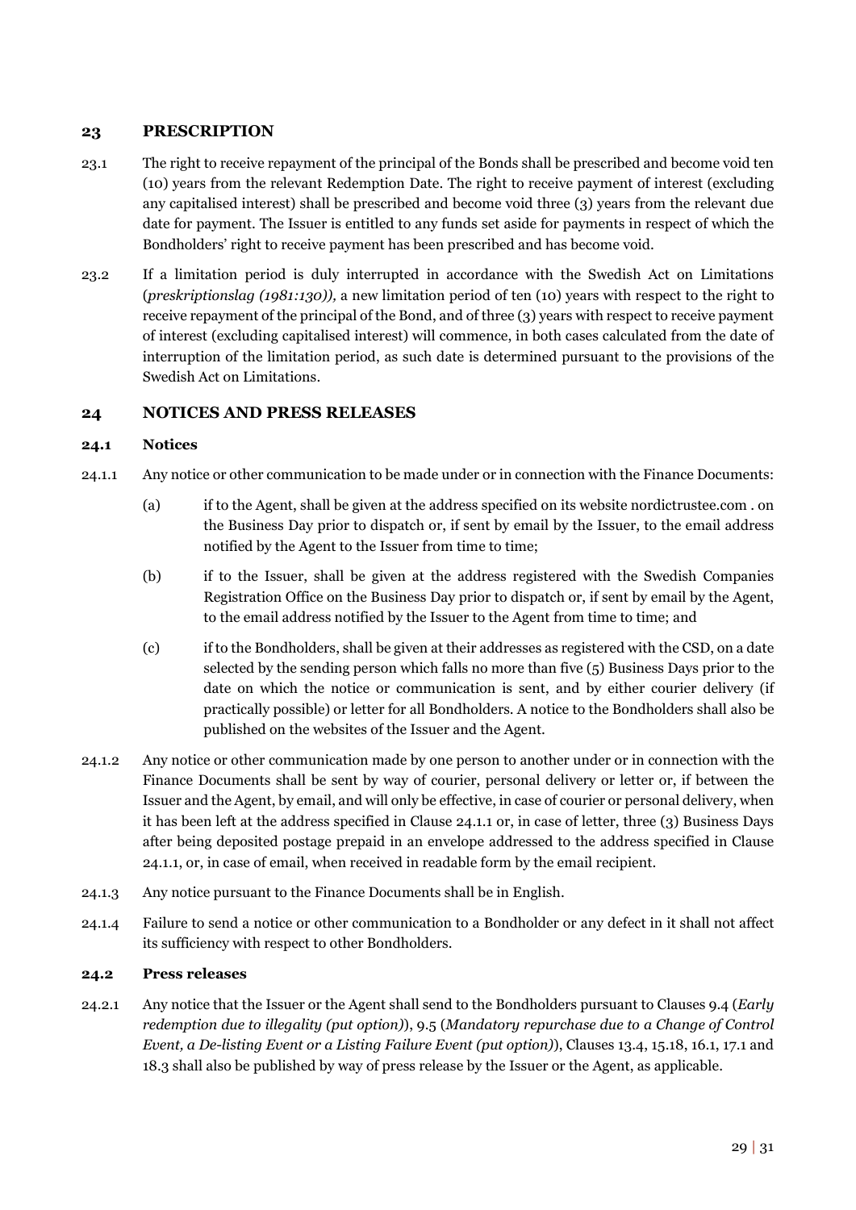## 23 PRESCRIPTION

23.1 The right to receive repayment of the principal of the Bonds shall be prescribed and become void ten (10) years from the relevant Redemption Date. The right to receive payment of interest (excluding any capitalised interest) shall be prescribed and become void three (3) years from the relevant due date for payment. The Issuer is entitled to any funds set aside for payments in respect of which the Bondholders' right to receive payment has been prescribed and has become void.

23.2 If a limitation period is duly interrupted in accordance with the Swedish Act on Limitations (*preskriptionslag (1981:130)),* a new limitation period of ten (10) years with respect to the right to receive repayment of the principal of the Bond, and of three (3) years with respect to receive payment of interest (excluding capitalised interest) will commence, in both cases calculated from the date of interruption of the limitation period, as such date is determined pursuant to the provisions of the Swedish Act on Limitations.

## 24 NOTICES AND PRESS RELEASES

### 24.1 Notices

24.1.1 Any notice or other communication to be made under or in connection with the Finance Documents:

(a) if to the Agent, shall be given at the address specified on its website nordictrustee.com . on the Business Day prior to dispatch or, if sent by email by the Issuer, to the email address notified by the Agent to the Issuer from time to time;

(b) if to the Issuer, shall be given at the address registered with the Swedish Companies Registration Office on the Business Day prior to dispatch or, if sent by email by the Agent, to the email address notified by the Issuer to the Agent from time to time; and

(c) if to the Bondholders, shall be given at their addresses as registered with the CSD, on a date selected by the sending person which falls no more than five (5) Business Days prior to the date on which the notice or communication is sent, and by either courier delivery (if practically possible) or letter for all Bondholders. A notice to the Bondholders shall also be published on the websites of the Issuer and the Agent.

24.1.2 Any notice or other communication made by one person to another under or in connection with the Finance Documents shall be sent by way of courier, personal delivery or letter or, if between the Issuer and the Agent, by email, and will only be effective, in case of courier or personal delivery, when it has been left at the address specified in Clause 24.1.1 or, in case of letter, three (3) Business Days after being deposited postage prepaid in an envelope addressed to the address specified in Clause 24.1.1, or, in case of email, when received in readable form by the email recipient.

24.1.3 Any notice pursuant to the Finance Documents shall be in English.

24.1.4 Failure to send a notice or other communication to a Bondholder or any defect in it shall not affect its sufficiency with respect to other Bondholders.

### 24.2 Press releases

24.2.1 Any notice that the Issuer or the Agent shall send to the Bondholders pursuant to Clauses 9.4 (*Early redemption due to illegality (put option)*), 9.5 (*Mandatory repurchase due to a Change of Control Event, a De-listing Event or a Listing Failure Event (put option)*), Clauses 13.4, 15.18, 16.1, 17.1 and 18.3 shall also be published by way of press release by the Issuer or the Agent, as applicable.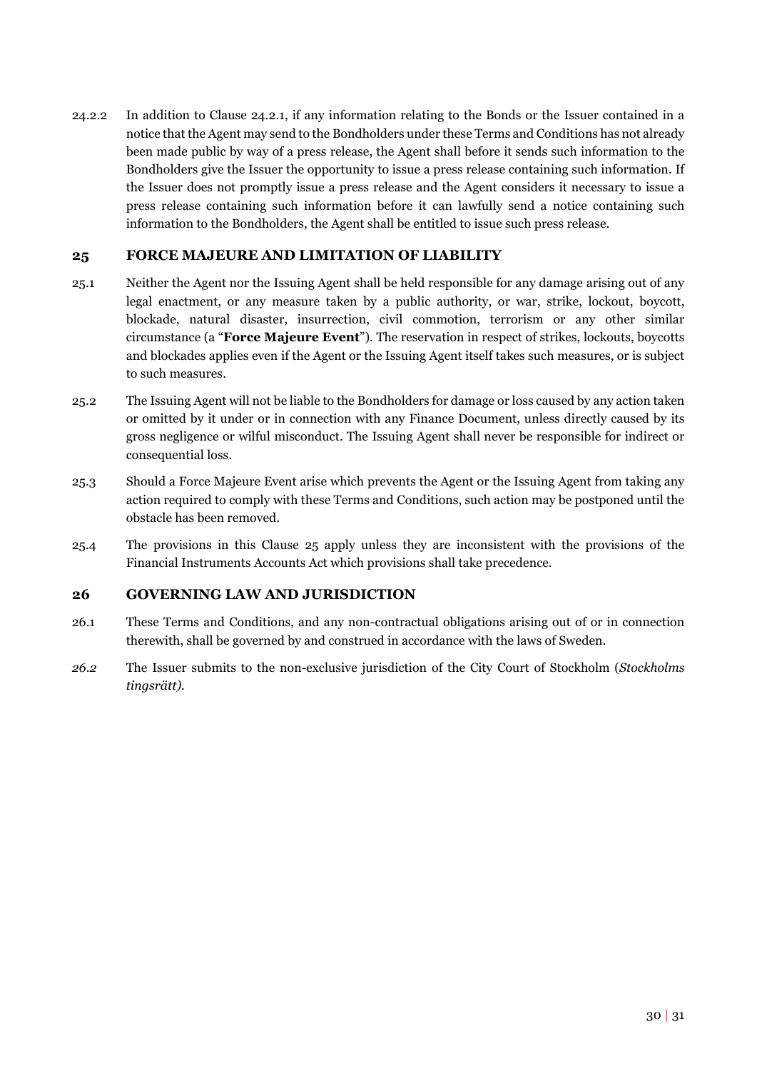24.2.2 In addition to Clause 24.2.1, if any information relating to the Bonds or the Issuer contained in a notice that the Agent may send to the Bondholders under these Terms and Conditions has not already been made public by way of a press release, the Agent shall before it sends such information to the Bondholders give the Issuer the opportunity to issue a press release containing such information. If the Issuer does not promptly issue a press release and the Agent considers it necessary to issue a press release containing such information before it can lawfully send a notice containing such information to the Bondholders, the Agent shall be entitled to issue such press release.

## 25 FORCE MAJEURE AND LIMITATION OF LIABILITY

25.1 Neither the Agent nor the Issuing Agent shall be held responsible for any damage arising out of any legal enactment, or any measure taken by a public authority, or war, strike, lockout, boycott, blockade, natural disaster, insurrection, civil commotion, terrorism or any other similar circumstance (a "**Force Majeure Event**"). The reservation in respect of strikes, lockouts, boycotts and blockades applies even if the Agent or the Issuing Agent itself takes such measures, or is subject to such measures.

25.2 The Issuing Agent will not be liable to the Bondholders for damage or loss caused by any action taken or omitted by it under or in connection with any Finance Document, unless directly caused by its gross negligence or wilful misconduct. The Issuing Agent shall never be responsible for indirect or consequential loss.

25.3 Should a Force Majeure Event arise which prevents the Agent or the Issuing Agent from taking any action required to comply with these Terms and Conditions, such action may be postponed until the obstacle has been removed.

25.4 The provisions in this Clause 25 apply unless they are inconsistent with the provisions of the Financial Instruments Accounts Act which provisions shall take precedence.

## 26 GOVERNING LAW AND JURISDICTION

26.1 These Terms and Conditions, and any non-contractual obligations arising out of or in connection therewith, shall be governed by and construed in accordance with the laws of Sweden.

*26.2* The Issuer submits to the non-exclusive jurisdiction of the City Court of Stockholm (*Stockholms tingsrätt)*.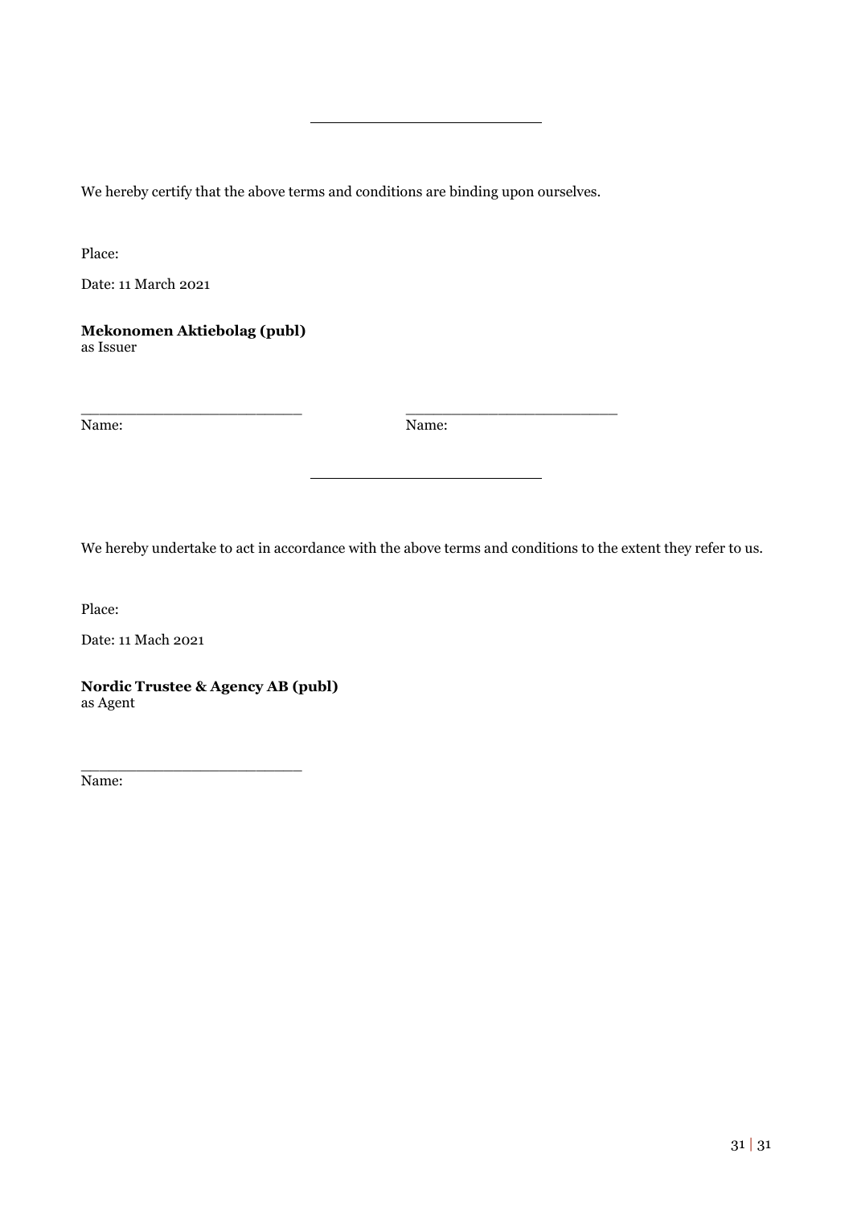We hereby certify that the above terms and conditions are binding upon ourselves.

Place:

Date: 11 March 2021

**Mekonomen Aktiebolag (publ)**
as Issuer

\_\_\_\_\_\_\_\_\_\_\_\_\_\_\_\_\_\_\_\_\_\_\_\_ \_\_\_\_\_\_\_\_\_\_\_\_\_\_\_\_\_\_\_\_\_\_\_\_

Name: Name:

---

We hereby undertake to act in accordance with the above terms and conditions to the extent they refer to us.

Place:

Date: 11 Mach 2021

**Nordic Trustee & Agency AB (publ)**
as Agent

\_\_\_\_\_\_\_\_\_\_\_\_\_\_\_\_\_\_\_\_\_\_\_\_

Name: